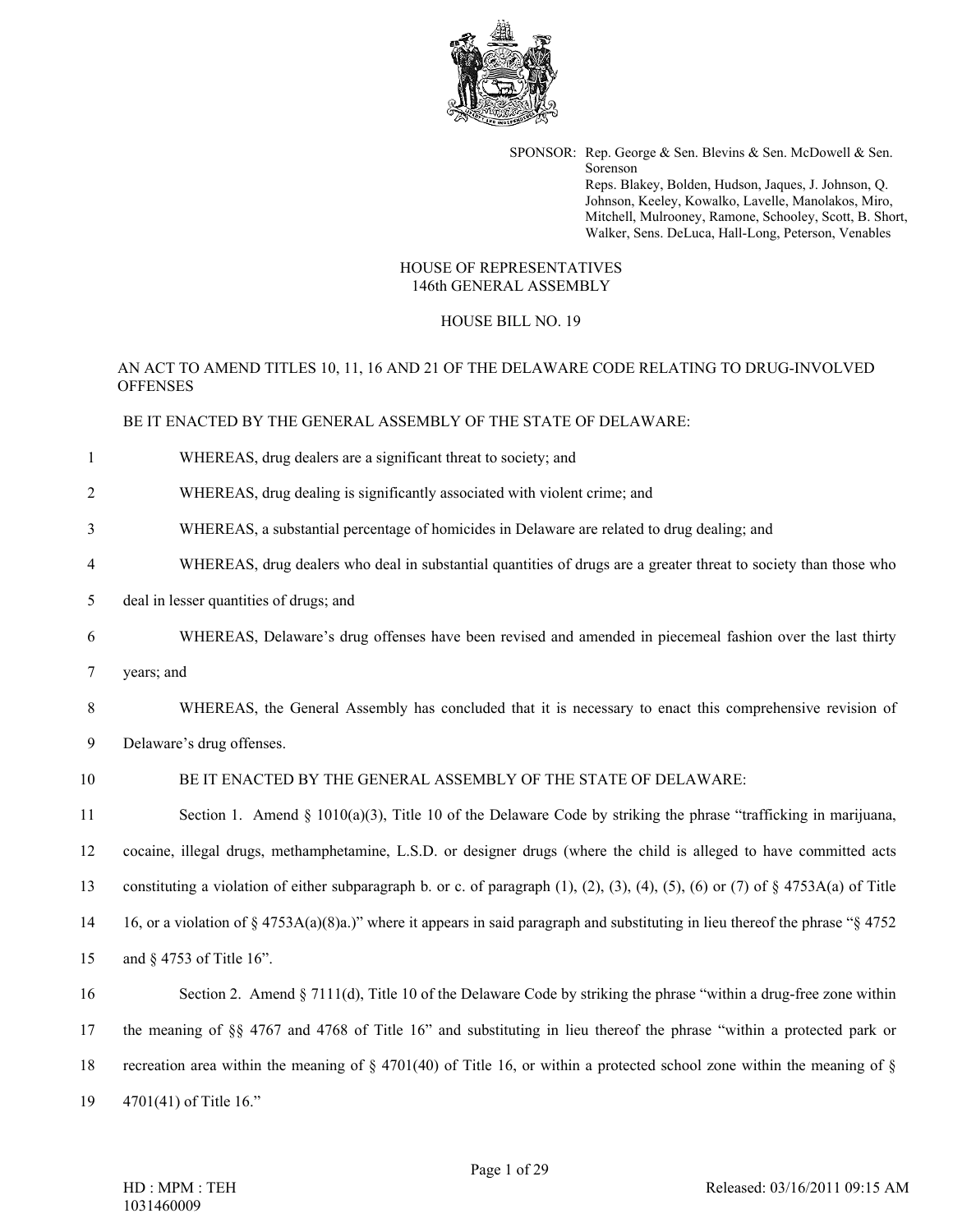SPONSOR: Rep. George & Sen. Blevins & Sen. McDowell & Sen. Sorenson
Reps. Blakey, Bolden, Hudson, Jaques, J. Johnson, Q. Johnson, Keeley, Kowalko, Lavelle, Manolakos, Miro, Mitchell, Mulrooney, Ramone, Schooley, Scott, B. Short, Walker, Sens. DeLuca, Hall-Long, Peterson, Venables

# HOUSE OF REPRESENTATIVES
# 146th GENERAL ASSEMBLY

## HOUSE BILL NO. 19

AN ACT TO AMEND TITLES 10, 11, 16 AND 21 OF THE DELAWARE CODE RELATING TO DRUG-INVOLVED OFFENSES

BE IT ENACTED BY THE GENERAL ASSEMBLY OF THE STATE OF DELAWARE:

1 WHEREAS, drug dealers are a significant threat to society; and

2 WHEREAS, drug dealing is significantly associated with violent crime; and

3 WHEREAS, a substantial percentage of homicides in Delaware are related to drug dealing; and

4 WHEREAS, drug dealers who deal in substantial quantities of drugs are a greater threat to society than those who

5 deal in lesser quantities of drugs; and

6 WHEREAS, Delaware's drug offenses have been revised and amended in piecemeal fashion over the last thirty

7 years; and

8 WHEREAS, the General Assembly has concluded that it is necessary to enact this comprehensive revision of

9 Delaware's drug offenses.

10 BE IT ENACTED BY THE GENERAL ASSEMBLY OF THE STATE OF DELAWARE:

11 Section 1. Amend § 1010(a)(3), Title 10 of the Delaware Code by striking the phrase "trafficking in marijuana,

12 cocaine, illegal drugs, methamphetamine, L.S.D. or designer drugs (where the child is alleged to have committed acts

13 constituting a violation of either subparagraph b. or c. of paragraph (1), (2), (3), (4), (5), (6) or (7) of § 4753A(a) of Title

14 16, or a violation of § 4753A(a)(8)a.)" where it appears in said paragraph and substituting in lieu thereof the phrase "§ 4752

15 and § 4753 of Title 16".

16 Section 2. Amend § 7111(d), Title 10 of the Delaware Code by striking the phrase "within a drug-free zone within

17 the meaning of §§ 4767 and 4768 of Title 16" and substituting in lieu thereof the phrase "within a protected park or

18 recreation area within the meaning of § 4701(40) of Title 16, or within a protected school zone within the meaning of §

19 4701(41) of Title 16."

HD : MPM : TEH
1031460009

Released: 03/16/2011 09:15 AM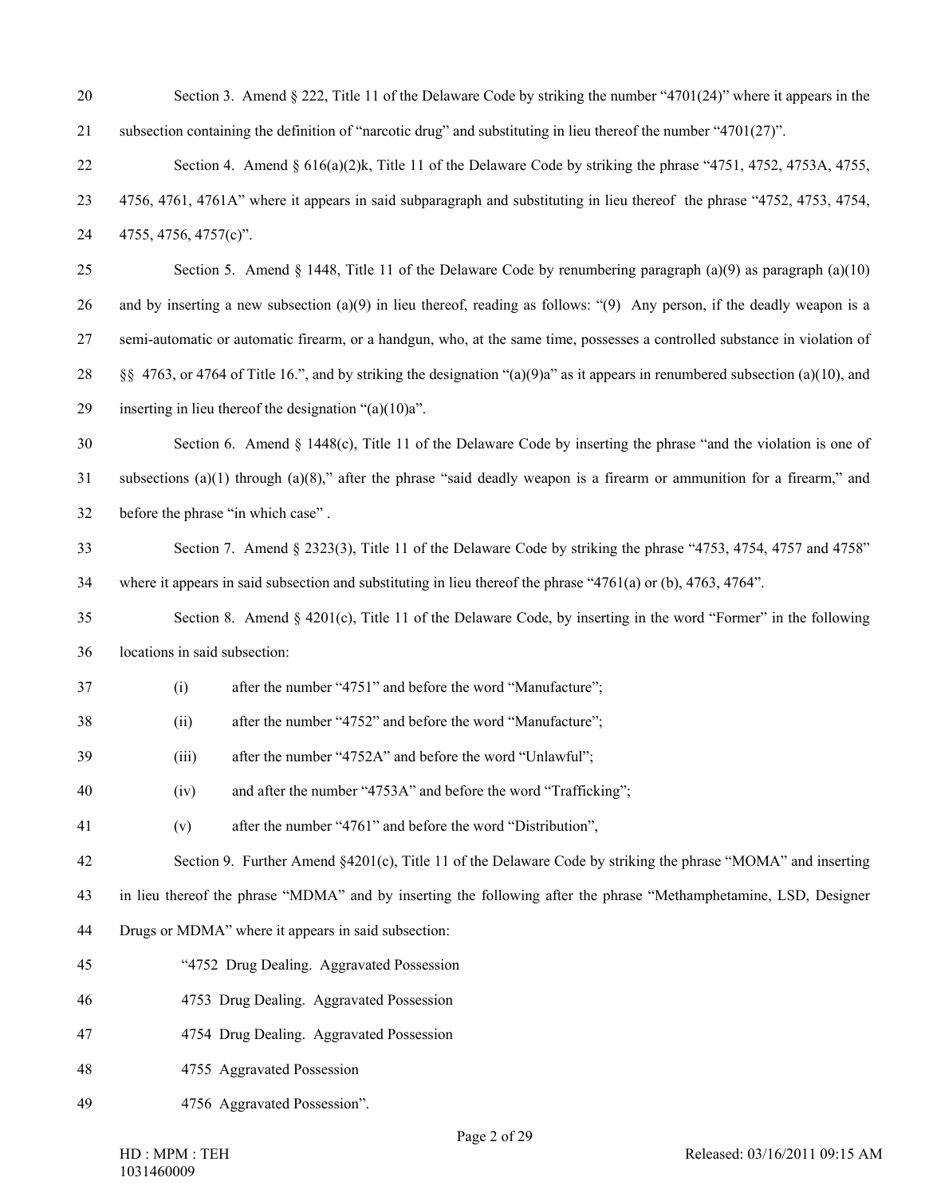Section 3. Amend § 222, Title 11 of the Delaware Code by striking the number "4701(24)" where it appears in the subsection containing the definition of "narcotic drug" and substituting in lieu thereof the number "4701(27)".

Section 4. Amend § 616(a)(2)k, Title 11 of the Delaware Code by striking the phrase "4751, 4752, 4753A, 4755, 4756, 4761, 4761A" where it appears in said subparagraph and substituting in lieu thereof the phrase "4752, 4753, 4754, 4755, 4756, 4757(c)".

Section 5. Amend § 1448, Title 11 of the Delaware Code by renumbering paragraph (a)(9) as paragraph (a)(10) and by inserting a new subsection (a)(9) in lieu thereof, reading as follows: "(9) Any person, if the deadly weapon is a semi-automatic or automatic firearm, or a handgun, who, at the same time, possesses a controlled substance in violation of §§ 4763, or 4764 of Title 16.", and by striking the designation "(a)(9)a" as it appears in renumbered subsection (a)(10), and inserting in lieu thereof the designation "(a)(10)a".

Section 6. Amend § 1448(c), Title 11 of the Delaware Code by inserting the phrase "and the violation is one of subsections (a)(1) through (a)(8)," after the phrase "said deadly weapon is a firearm or ammunition for a firearm," and before the phrase "in which case" .

Section 7. Amend § 2323(3), Title 11 of the Delaware Code by striking the phrase "4753, 4754, 4757 and 4758" where it appears in said subsection and substituting in lieu thereof the phrase "4761(a) or (b), 4763, 4764".

Section 8. Amend § 4201(c), Title 11 of the Delaware Code, by inserting in the word "Former" in the following locations in said subsection:

(i) after the number "4751" and before the word "Manufacture";

(ii) after the number "4752" and before the word "Manufacture";

(iii) after the number "4752A" and before the word "Unlawful";

(iv) and after the number "4753A" and before the word "Trafficking";

(v) after the number "4761" and before the word "Distribution",

Section 9. Further Amend §4201(c), Title 11 of the Delaware Code by striking the phrase "MOMA" and inserting in lieu thereof the phrase "MDMA" and by inserting the following after the phrase "Methamphetamine, LSD, Designer Drugs or MDMA" where it appears in said subsection:

"4752 Drug Dealing. Aggravated Possession

4753 Drug Dealing. Aggravated Possession

4754 Drug Dealing. Aggravated Possession

4755 Aggravated Possession

4756 Aggravated Possession".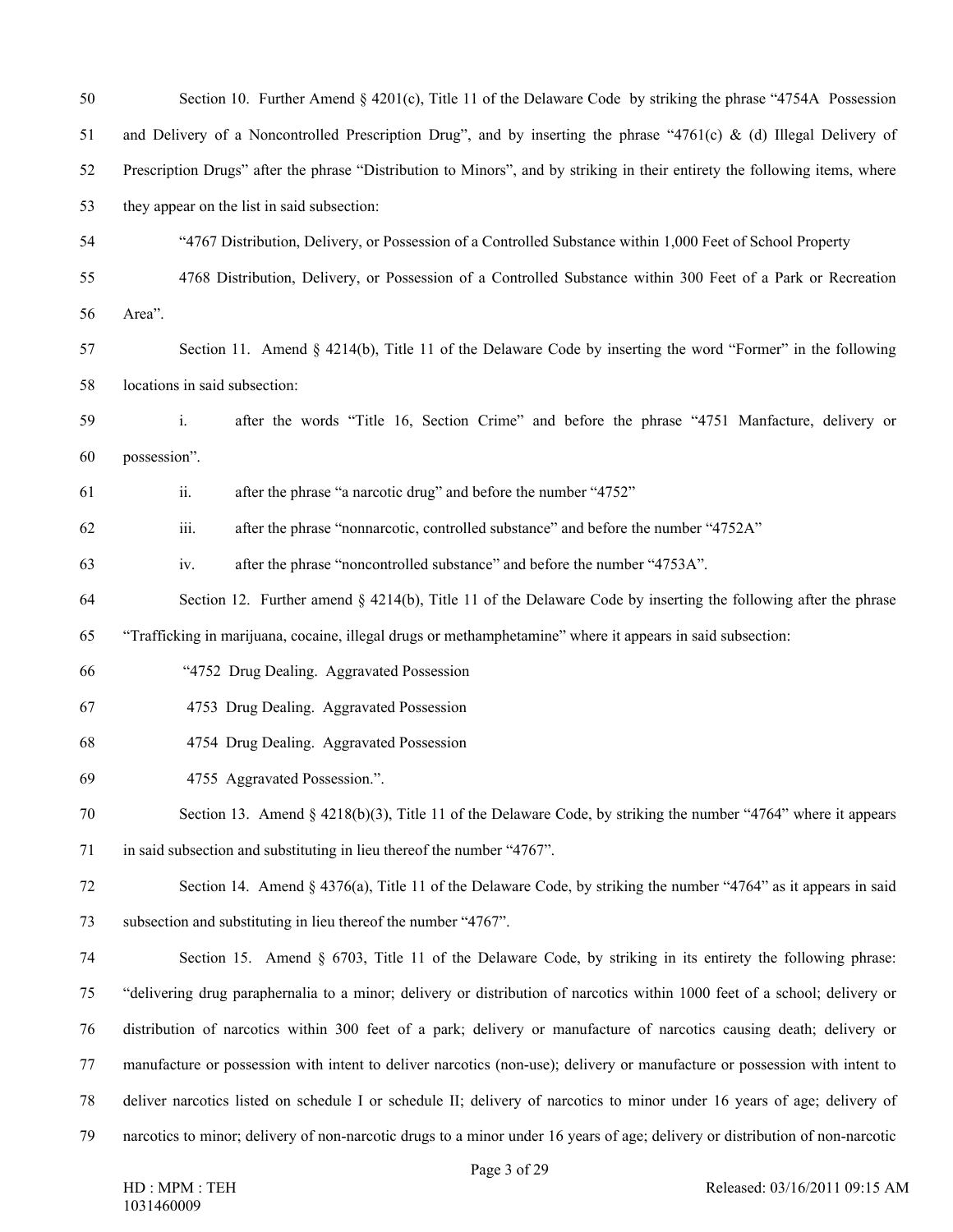Section 10. Further Amend § 4201(c), Title 11 of the Delaware Code by striking the phrase "4754A Possession and Delivery of a Noncontrolled Prescription Drug", and by inserting the phrase "4761(c) & (d) Illegal Delivery of Prescription Drugs" after the phrase "Distribution to Minors", and by striking in their entirety the following items, where they appear on the list in said subsection:

"4767 Distribution, Delivery, or Possession of a Controlled Substance within 1,000 Feet of School Property

4768 Distribution, Delivery, or Possession of a Controlled Substance within 300 Feet of a Park or Recreation Area".

Section 11. Amend § 4214(b), Title 11 of the Delaware Code by inserting the word "Former" in the following locations in said subsection:

i. after the words "Title 16, Section Crime" and before the phrase "4751 Manfacture, delivery or possession".

ii. after the phrase "a narcotic drug" and before the number "4752"

iii. after the phrase "nonnarcotic, controlled substance" and before the number "4752A"

iv. after the phrase "noncontrolled substance" and before the number "4753A".

Section 12. Further amend § 4214(b), Title 11 of the Delaware Code by inserting the following after the phrase "Trafficking in marijuana, cocaine, illegal drugs or methamphetamine" where it appears in said subsection:

"4752 Drug Dealing. Aggravated Possession

4753 Drug Dealing. Aggravated Possession

4754 Drug Dealing. Aggravated Possession

4755 Aggravated Possession.".

Section 13. Amend § 4218(b)(3), Title 11 of the Delaware Code, by striking the number "4764" where it appears in said subsection and substituting in lieu thereof the number "4767".

Section 14. Amend § 4376(a), Title 11 of the Delaware Code, by striking the number "4764" as it appears in said subsection and substituting in lieu thereof the number "4767".

Section 15. Amend § 6703, Title 11 of the Delaware Code, by striking in its entirety the following phrase: "delivering drug paraphernalia to a minor; delivery or distribution of narcotics within 1000 feet of a school; delivery or distribution of narcotics within 300 feet of a park; delivery or manufacture of narcotics causing death; delivery or manufacture or possession with intent to deliver narcotics (non-use); delivery or manufacture or possession with intent to deliver narcotics listed on schedule I or schedule II; delivery of narcotics to minor under 16 years of age; delivery of narcotics to minor; delivery of non-narcotic drugs to a minor under 16 years of age; delivery or distribution of non-narcotic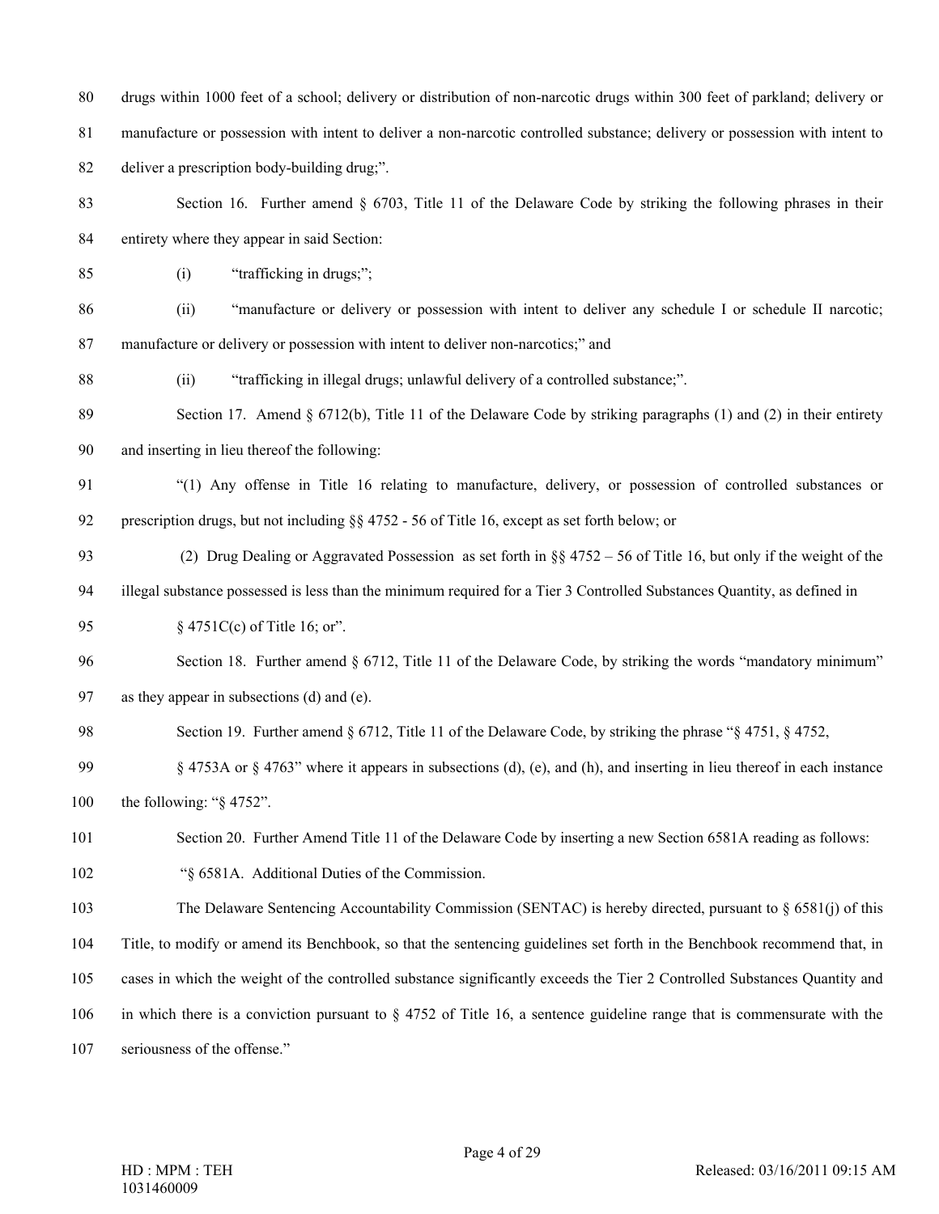drugs within 1000 feet of a school; delivery or distribution of non-narcotic drugs within 300 feet of parkland; delivery or manufacture or possession with intent to deliver a non-narcotic controlled substance; delivery or possession with intent to deliver a prescription body-building drug;".

Section 16. Further amend § 6703, Title 11 of the Delaware Code by striking the following phrases in their entirety where they appear in said Section:

(i) "trafficking in drugs;";

(ii) "manufacture or delivery or possession with intent to deliver any schedule I or schedule II narcotic; manufacture or delivery or possession with intent to deliver non-narcotics;" and

(ii) "trafficking in illegal drugs; unlawful delivery of a controlled substance;".

Section 17. Amend § 6712(b), Title 11 of the Delaware Code by striking paragraphs (1) and (2) in their entirety and inserting in lieu thereof the following:

"(1) Any offense in Title 16 relating to manufacture, delivery, or possession of controlled substances or prescription drugs, but not including §§ 4752 - 56 of Title 16, except as set forth below; or

(2) Drug Dealing or Aggravated Possession as set forth in §§ 4752 – 56 of Title 16, but only if the weight of the illegal substance possessed is less than the minimum required for a Tier 3 Controlled Substances Quantity, as defined in § 4751C(c) of Title 16; or".

Section 18. Further amend § 6712, Title 11 of the Delaware Code, by striking the words "mandatory minimum" as they appear in subsections (d) and (e).

Section 19. Further amend § 6712, Title 11 of the Delaware Code, by striking the phrase "§ 4751, § 4752, § 4753A or § 4763" where it appears in subsections (d), (e), and (h), and inserting in lieu thereof in each instance the following: "§ 4752".

Section 20. Further Amend Title 11 of the Delaware Code by inserting a new Section 6581A reading as follows:

"§ 6581A. Additional Duties of the Commission.

The Delaware Sentencing Accountability Commission (SENTAC) is hereby directed, pursuant to § 6581(j) of this Title, to modify or amend its Benchbook, so that the sentencing guidelines set forth in the Benchbook recommend that, in cases in which the weight of the controlled substance significantly exceeds the Tier 2 Controlled Substances Quantity and in which there is a conviction pursuant to § 4752 of Title 16, a sentence guideline range that is commensurate with the seriousness of the offense."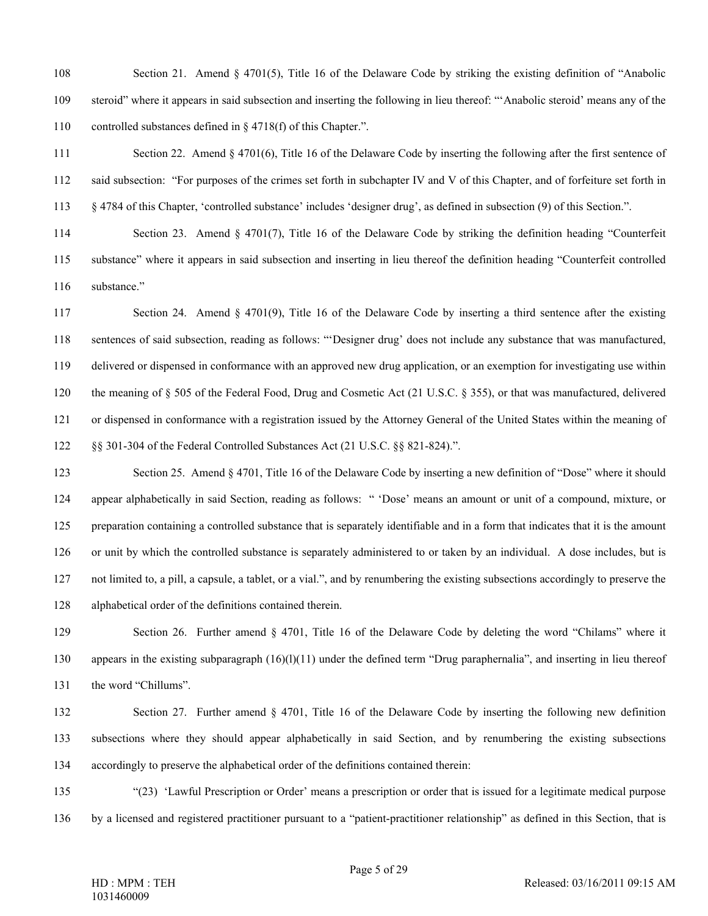108 Section 21. Amend § 4701(5), Title 16 of the Delaware Code by striking the existing definition of "Anabolic 109 steroid" where it appears in said subsection and inserting the following in lieu thereof: "'Anabolic steroid' means any of the 110 controlled substances defined in § 4718(f) of this Chapter.".

111 Section 22. Amend § 4701(6), Title 16 of the Delaware Code by inserting the following after the first sentence of 112 said subsection: "For purposes of the crimes set forth in subchapter IV and V of this Chapter, and of forfeiture set forth in 113 § 4784 of this Chapter, 'controlled substance' includes 'designer drug', as defined in subsection (9) of this Section.".

114 Section 23. Amend § 4701(7), Title 16 of the Delaware Code by striking the definition heading "Counterfeit 115 substance" where it appears in said subsection and inserting in lieu thereof the definition heading "Counterfeit controlled 116 substance."

117 Section 24. Amend § 4701(9), Title 16 of the Delaware Code by inserting a third sentence after the existing 118 sentences of said subsection, reading as follows: "'Designer drug' does not include any substance that was manufactured, 119 delivered or dispensed in conformance with an approved new drug application, or an exemption for investigating use within 120 the meaning of § 505 of the Federal Food, Drug and Cosmetic Act (21 U.S.C. § 355), or that was manufactured, delivered 121 or dispensed in conformance with a registration issued by the Attorney General of the United States within the meaning of 122 §§ 301-304 of the Federal Controlled Substances Act (21 U.S.C. §§ 821-824).".

123 Section 25. Amend § 4701, Title 16 of the Delaware Code by inserting a new definition of "Dose" where it should 124 appear alphabetically in said Section, reading as follows: " 'Dose' means an amount or unit of a compound, mixture, or 125 preparation containing a controlled substance that is separately identifiable and in a form that indicates that it is the amount 126 or unit by which the controlled substance is separately administered to or taken by an individual. A dose includes, but is 127 not limited to, a pill, a capsule, a tablet, or a vial.", and by renumbering the existing subsections accordingly to preserve the 128 alphabetical order of the definitions contained therein.

129 Section 26. Further amend § 4701, Title 16 of the Delaware Code by deleting the word "Chilams" where it 130 appears in the existing subparagraph (16)(l)(11) under the defined term "Drug paraphernalia", and inserting in lieu thereof 131 the word "Chillums".

132 Section 27. Further amend § 4701, Title 16 of the Delaware Code by inserting the following new definition 133 subsections where they should appear alphabetically in said Section, and by renumbering the existing subsections 134 accordingly to preserve the alphabetical order of the definitions contained therein:

135 "(23) 'Lawful Prescription or Order' means a prescription or order that is issued for a legitimate medical purpose 136 by a licensed and registered practitioner pursuant to a "patient-practitioner relationship" as defined in this Section, that is

HD : MPM : TEH
1031460009

Released: 03/16/2011 09:15 AM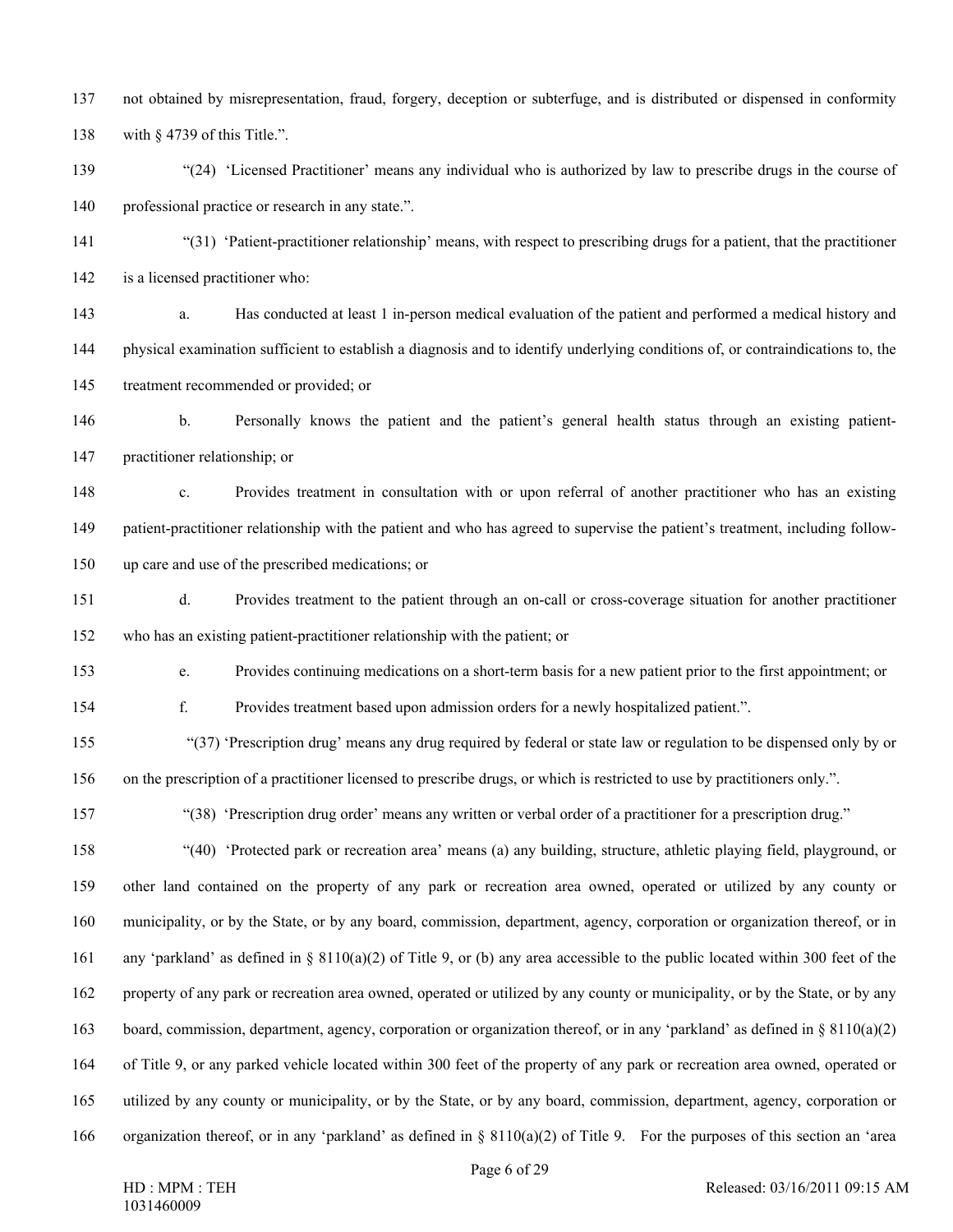not obtained by misrepresentation, fraud, forgery, deception or subterfuge, and is distributed or dispensed in conformity with § 4739 of this Title.".

"(24) 'Licensed Practitioner' means any individual who is authorized by law to prescribe drugs in the course of professional practice or research in any state.".

"(31) 'Patient-practitioner relationship' means, with respect to prescribing drugs for a patient, that the practitioner is a licensed practitioner who:

a. Has conducted at least 1 in-person medical evaluation of the patient and performed a medical history and physical examination sufficient to establish a diagnosis and to identify underlying conditions of, or contraindications to, the treatment recommended or provided; or

b. Personally knows the patient and the patient's general health status through an existing patient-practitioner relationship; or

c. Provides treatment in consultation with or upon referral of another practitioner who has an existing patient-practitioner relationship with the patient and who has agreed to supervise the patient's treatment, including follow-up care and use of the prescribed medications; or

d. Provides treatment to the patient through an on-call or cross-coverage situation for another practitioner who has an existing patient-practitioner relationship with the patient; or

e. Provides continuing medications on a short-term basis for a new patient prior to the first appointment; or

f. Provides treatment based upon admission orders for a newly hospitalized patient.".

"(37) 'Prescription drug' means any drug required by federal or state law or regulation to be dispensed only by or on the prescription of a practitioner licensed to prescribe drugs, or which is restricted to use by practitioners only.".

"(38) 'Prescription drug order' means any written or verbal order of a practitioner for a prescription drug."

"(40) 'Protected park or recreation area' means (a) any building, structure, athletic playing field, playground, or other land contained on the property of any park or recreation area owned, operated or utilized by any county or municipality, or by the State, or by any board, commission, department, agency, corporation or organization thereof, or in any 'parkland' as defined in § 8110(a)(2) of Title 9, or (b) any area accessible to the public located within 300 feet of the property of any park or recreation area owned, operated or utilized by any county or municipality, or by the State, or by any board, commission, department, agency, corporation or organization thereof, or in any 'parkland' as defined in § 8110(a)(2) of Title 9, or any parked vehicle located within 300 feet of the property of any park or recreation area owned, operated or utilized by any county or municipality, or by the State, or by any board, commission, department, agency, corporation or organization thereof, or in any 'parkland' as defined in § 8110(a)(2) of Title 9. For the purposes of this section an 'area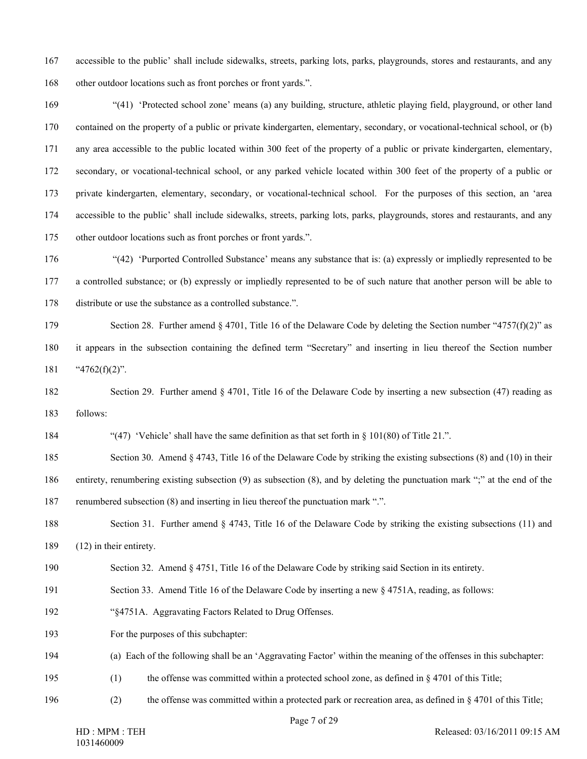accessible to the public' shall include sidewalks, streets, parking lots, parks, playgrounds, stores and restaurants, and any other outdoor locations such as front porches or front yards.".

"(41) 'Protected school zone' means (a) any building, structure, athletic playing field, playground, or other land contained on the property of a public or private kindergarten, elementary, secondary, or vocational-technical school, or (b) any area accessible to the public located within 300 feet of the property of a public or private kindergarten, elementary, secondary, or vocational-technical school, or any parked vehicle located within 300 feet of the property of a public or private kindergarten, elementary, secondary, or vocational-technical school. For the purposes of this section, an 'area accessible to the public' shall include sidewalks, streets, parking lots, parks, playgrounds, stores and restaurants, and any other outdoor locations such as front porches or front yards.".

"(42) 'Purported Controlled Substance' means any substance that is: (a) expressly or impliedly represented to be a controlled substance; or (b) expressly or impliedly represented to be of such nature that another person will be able to distribute or use the substance as a controlled substance.".

Section 28. Further amend § 4701, Title 16 of the Delaware Code by deleting the Section number "4757(f)(2)" as it appears in the subsection containing the defined term "Secretary" and inserting in lieu thereof the Section number "4762(f)(2)".

Section 29. Further amend § 4701, Title 16 of the Delaware Code by inserting a new subsection (47) reading as follows:

"(47) 'Vehicle' shall have the same definition as that set forth in § 101(80) of Title 21.".

Section 30. Amend § 4743, Title 16 of the Delaware Code by striking the existing subsections (8) and (10) in their entirety, renumbering existing subsection (9) as subsection (8), and by deleting the punctuation mark ";" at the end of the renumbered subsection (8) and inserting in lieu thereof the punctuation mark ".".

Section 31. Further amend § 4743, Title 16 of the Delaware Code by striking the existing subsections (11) and (12) in their entirety.

Section 32. Amend § 4751, Title 16 of the Delaware Code by striking said Section in its entirety.

Section 33. Amend Title 16 of the Delaware Code by inserting a new § 4751A, reading, as follows:

"§4751A. Aggravating Factors Related to Drug Offenses.

For the purposes of this subchapter:

(a) Each of the following shall be an 'Aggravating Factor' within the meaning of the offenses in this subchapter:

(1) the offense was committed within a protected school zone, as defined in § 4701 of this Title;

(2) the offense was committed within a protected park or recreation area, as defined in § 4701 of this Title;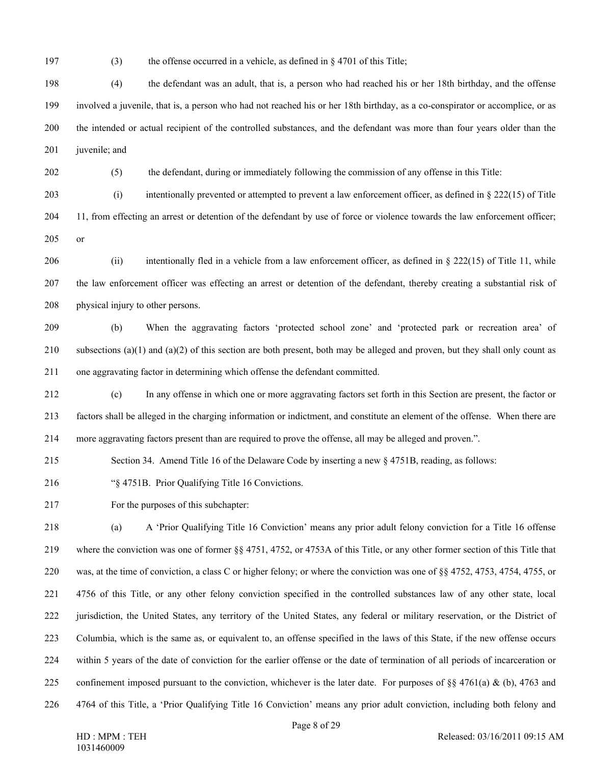(3) the offense occurred in a vehicle, as defined in § 4701 of this Title;

(4) the defendant was an adult, that is, a person who had reached his or her 18th birthday, and the offense involved a juvenile, that is, a person who had not reached his or her 18th birthday, as a co-conspirator or accomplice, or as the intended or actual recipient of the controlled substances, and the defendant was more than four years older than the juvenile; and

(5) the defendant, during or immediately following the commission of any offense in this Title:

(i) intentionally prevented or attempted to prevent a law enforcement officer, as defined in § 222(15) of Title 11, from effecting an arrest or detention of the defendant by use of force or violence towards the law enforcement officer; or

(ii) intentionally fled in a vehicle from a law enforcement officer, as defined in § 222(15) of Title 11, while the law enforcement officer was effecting an arrest or detention of the defendant, thereby creating a substantial risk of physical injury to other persons.

(b) When the aggravating factors 'protected school zone' and 'protected park or recreation area' of subsections (a)(1) and (a)(2) of this section are both present, both may be alleged and proven, but they shall only count as one aggravating factor in determining which offense the defendant committed.

(c) In any offense in which one or more aggravating factors set forth in this Section are present, the factor or factors shall be alleged in the charging information or indictment, and constitute an element of the offense. When there are more aggravating factors present than are required to prove the offense, all may be alleged and proven.".

Section 34. Amend Title 16 of the Delaware Code by inserting a new § 4751B, reading, as follows:

"§ 4751B. Prior Qualifying Title 16 Convictions.

For the purposes of this subchapter:

(a) A 'Prior Qualifying Title 16 Conviction' means any prior adult felony conviction for a Title 16 offense where the conviction was one of former §§ 4751, 4752, or 4753A of this Title, or any other former section of this Title that was, at the time of conviction, a class C or higher felony; or where the conviction was one of §§ 4752, 4753, 4754, 4755, or 4756 of this Title, or any other felony conviction specified in the controlled substances law of any other state, local jurisdiction, the United States, any territory of the United States, any federal or military reservation, or the District of Columbia, which is the same as, or equivalent to, an offense specified in the laws of this State, if the new offense occurs within 5 years of the date of conviction for the earlier offense or the date of termination of all periods of incarceration or confinement imposed pursuant to the conviction, whichever is the later date. For purposes of §§ 4761(a) & (b), 4763 and 4764 of this Title, a 'Prior Qualifying Title 16 Conviction' means any prior adult conviction, including both felony and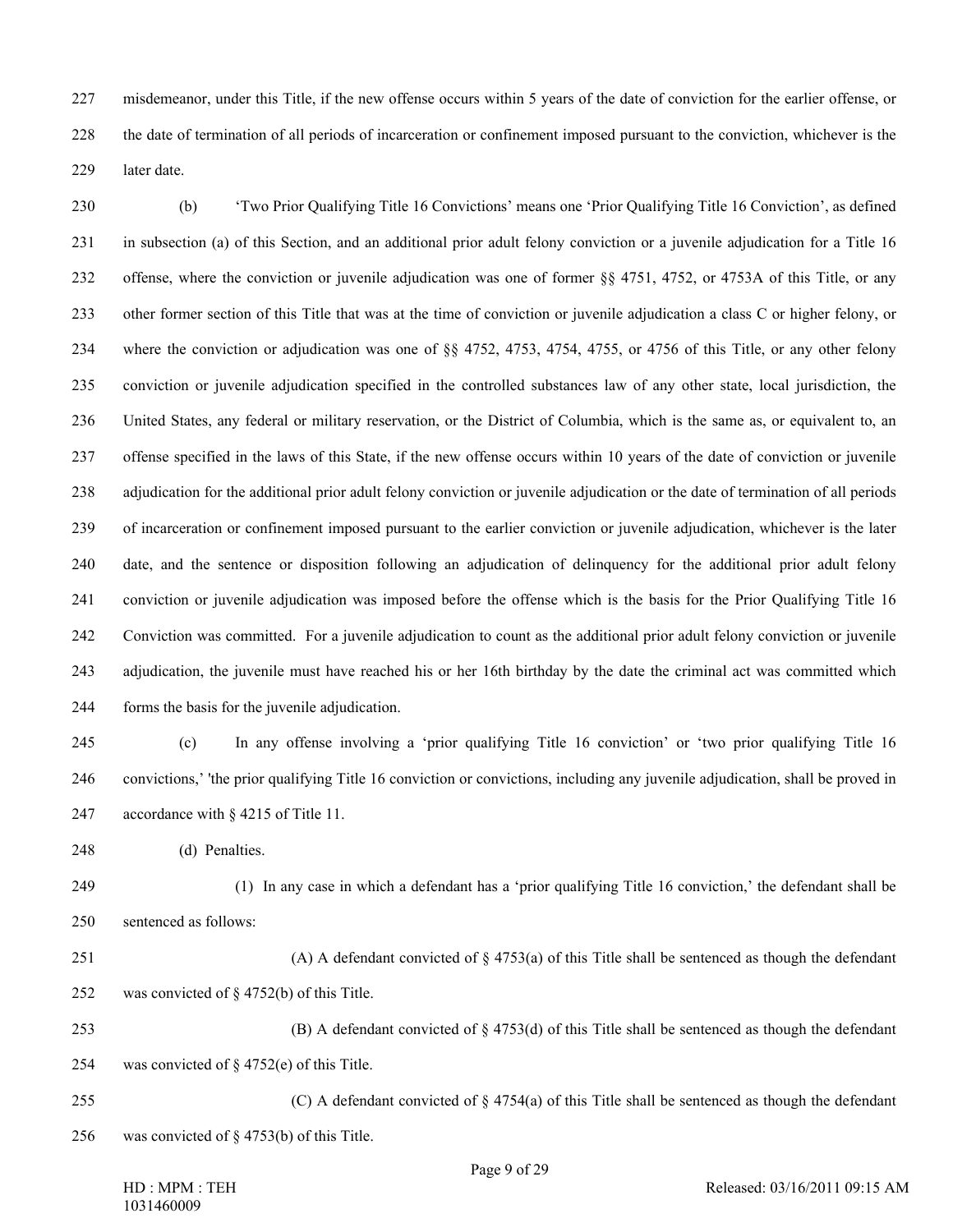misdemeanor, under this Title, if the new offense occurs within 5 years of the date of conviction for the earlier offense, or the date of termination of all periods of incarceration or confinement imposed pursuant to the conviction, whichever is the later date.

(b) 'Two Prior Qualifying Title 16 Convictions' means one 'Prior Qualifying Title 16 Conviction', as defined in subsection (a) of this Section, and an additional prior adult felony conviction or a juvenile adjudication for a Title 16 offense, where the conviction or juvenile adjudication was one of former §§ 4751, 4752, or 4753A of this Title, or any other former section of this Title that was at the time of conviction or juvenile adjudication a class C or higher felony, or where the conviction or adjudication was one of §§ 4752, 4753, 4754, 4755, or 4756 of this Title, or any other felony conviction or juvenile adjudication specified in the controlled substances law of any other state, local jurisdiction, the United States, any federal or military reservation, or the District of Columbia, which is the same as, or equivalent to, an offense specified in the laws of this State, if the new offense occurs within 10 years of the date of conviction or juvenile adjudication for the additional prior adult felony conviction or juvenile adjudication or the date of termination of all periods of incarceration or confinement imposed pursuant to the earlier conviction or juvenile adjudication, whichever is the later date, and the sentence or disposition following an adjudication of delinquency for the additional prior adult felony conviction or juvenile adjudication was imposed before the offense which is the basis for the Prior Qualifying Title 16 Conviction was committed. For a juvenile adjudication to count as the additional prior adult felony conviction or juvenile adjudication, the juvenile must have reached his or her 16th birthday by the date the criminal act was committed which forms the basis for the juvenile adjudication.

(c) In any offense involving a 'prior qualifying Title 16 conviction' or 'two prior qualifying Title 16 convictions,' 'the prior qualifying Title 16 conviction or convictions, including any juvenile adjudication, shall be proved in accordance with § 4215 of Title 11.

(d) Penalties.

(1) In any case in which a defendant has a 'prior qualifying Title 16 conviction,' the defendant shall be sentenced as follows:

(A) A defendant convicted of § 4753(a) of this Title shall be sentenced as though the defendant was convicted of § 4752(b) of this Title.

(B) A defendant convicted of § 4753(d) of this Title shall be sentenced as though the defendant was convicted of § 4752(e) of this Title.

(C) A defendant convicted of § 4754(a) of this Title shall be sentenced as though the defendant was convicted of § 4753(b) of this Title.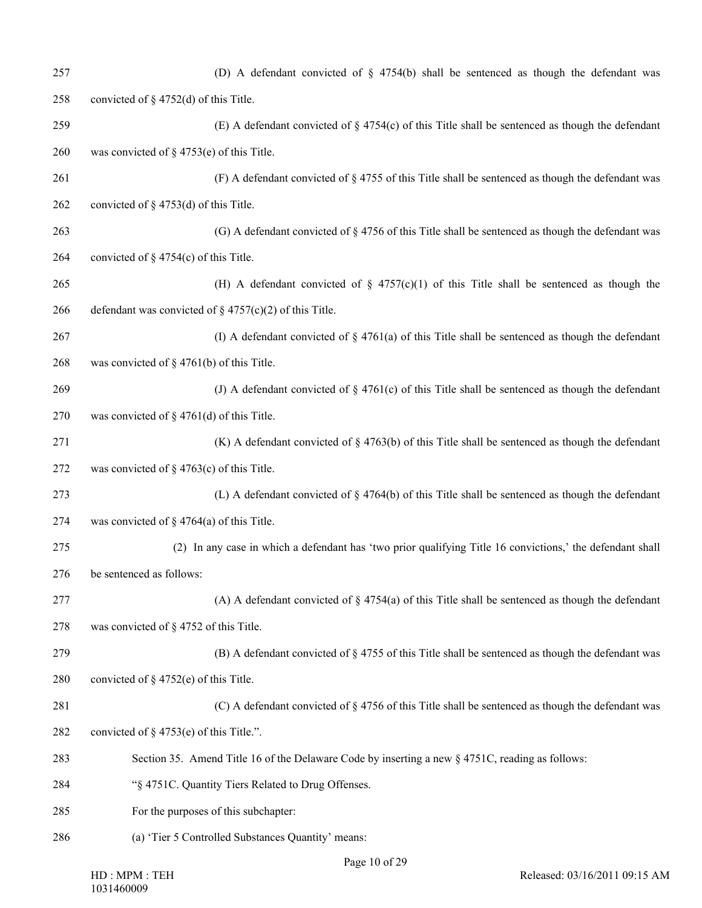257 (D) A defendant convicted of § 4754(b) shall be sentenced as though the defendant was

258 convicted of § 4752(d) of this Title.

259 (E) A defendant convicted of § 4754(c) of this Title shall be sentenced as though the defendant

260 was convicted of § 4753(e) of this Title.

261 (F) A defendant convicted of § 4755 of this Title shall be sentenced as though the defendant was

262 convicted of § 4753(d) of this Title.

263 (G) A defendant convicted of § 4756 of this Title shall be sentenced as though the defendant was

264 convicted of § 4754(c) of this Title.

265 (H) A defendant convicted of § 4757(c)(1) of this Title shall be sentenced as though the

266 defendant was convicted of § 4757(c)(2) of this Title.

267 (I) A defendant convicted of § 4761(a) of this Title shall be sentenced as though the defendant

268 was convicted of § 4761(b) of this Title.

269 (J) A defendant convicted of § 4761(c) of this Title shall be sentenced as though the defendant

270 was convicted of § 4761(d) of this Title.

271 (K) A defendant convicted of § 4763(b) of this Title shall be sentenced as though the defendant

272 was convicted of § 4763(c) of this Title.

273 (L) A defendant convicted of § 4764(b) of this Title shall be sentenced as though the defendant

274 was convicted of § 4764(a) of this Title.

275 (2) In any case in which a defendant has 'two prior qualifying Title 16 convictions,' the defendant shall

276 be sentenced as follows:

277 (A) A defendant convicted of § 4754(a) of this Title shall be sentenced as though the defendant

278 was convicted of § 4752 of this Title.

279 (B) A defendant convicted of § 4755 of this Title shall be sentenced as though the defendant was

280 convicted of § 4752(e) of this Title.

281 (C) A defendant convicted of § 4756 of this Title shall be sentenced as though the defendant was

282 convicted of § 4753(e) of this Title.".

283 Section 35. Amend Title 16 of the Delaware Code by inserting a new § 4751C, reading as follows:

284 "§ 4751C. Quantity Tiers Related to Drug Offenses.

285 For the purposes of this subchapter:

286 (a) 'Tier 5 Controlled Substances Quantity' means:

HD : MPM : TEH
1031460009

Released: 03/16/2011 09:15 AM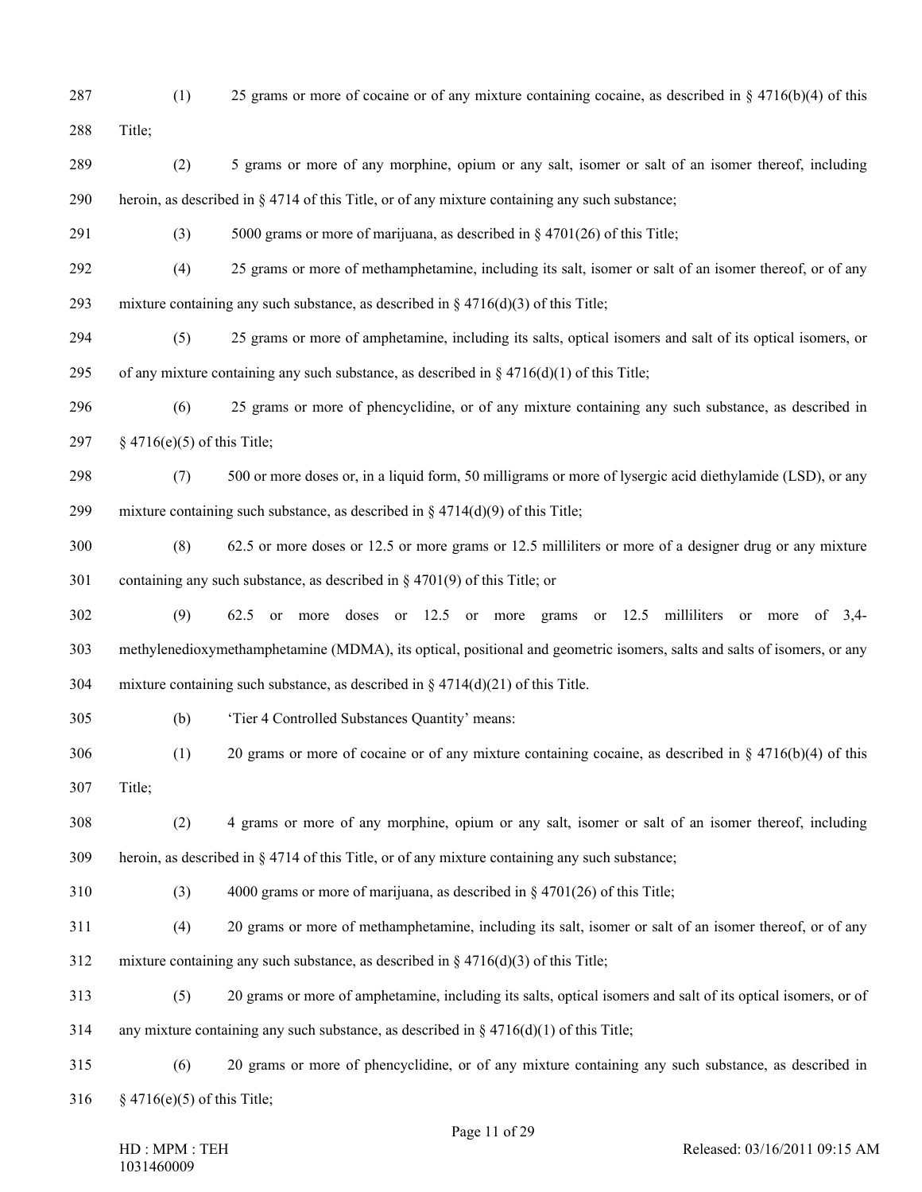(1) 25 grams or more of cocaine or of any mixture containing cocaine, as described in § 4716(b)(4) of this Title;

(2) 5 grams or more of any morphine, opium or any salt, isomer or salt of an isomer thereof, including heroin, as described in § 4714 of this Title, or of any mixture containing any such substance;

(3) 5000 grams or more of marijuana, as described in § 4701(26) of this Title;

(4) 25 grams or more of methamphetamine, including its salt, isomer or salt of an isomer thereof, or of any mixture containing any such substance, as described in § 4716(d)(3) of this Title;

(5) 25 grams or more of amphetamine, including its salts, optical isomers and salt of its optical isomers, or of any mixture containing any such substance, as described in § 4716(d)(1) of this Title;

(6) 25 grams or more of phencyclidine, or of any mixture containing any such substance, as described in § 4716(e)(5) of this Title;

(7) 500 or more doses or, in a liquid form, 50 milligrams or more of lysergic acid diethylamide (LSD), or any mixture containing such substance, as described in § 4714(d)(9) of this Title;

(8) 62.5 or more doses or 12.5 or more grams or 12.5 milliliters or more of a designer drug or any mixture containing any such substance, as described in § 4701(9) of this Title; or

(9) 62.5 or more doses or 12.5 or more grams or 12.5 milliliters or more of 3,4-methylenedioxymethamphetamine (MDMA), its optical, positional and geometric isomers, salts and salts of isomers, or any mixture containing such substance, as described in § 4714(d)(21) of this Title.

(b) 'Tier 4 Controlled Substances Quantity' means:

(1) 20 grams or more of cocaine or of any mixture containing cocaine, as described in § 4716(b)(4) of this Title;

(2) 4 grams or more of any morphine, opium or any salt, isomer or salt of an isomer thereof, including heroin, as described in § 4714 of this Title, or of any mixture containing any such substance;

(3) 4000 grams or more of marijuana, as described in § 4701(26) of this Title;

(4) 20 grams or more of methamphetamine, including its salt, isomer or salt of an isomer thereof, or of any mixture containing any such substance, as described in § 4716(d)(3) of this Title;

(5) 20 grams or more of amphetamine, including its salts, optical isomers and salt of its optical isomers, or of any mixture containing any such substance, as described in § 4716(d)(1) of this Title;

(6) 20 grams or more of phencyclidine, or of any mixture containing any such substance, as described in § 4716(e)(5) of this Title;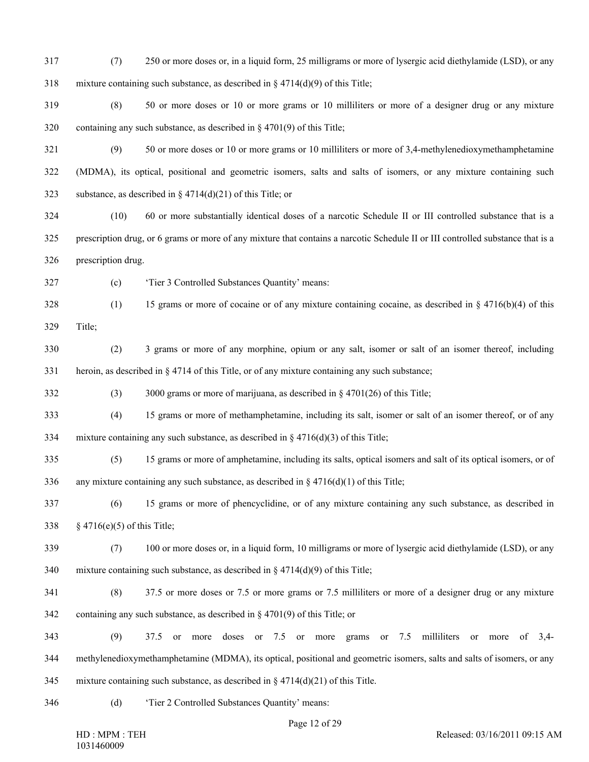(7) 250 or more doses or, in a liquid form, 25 milligrams or more of lysergic acid diethylamide (LSD), or any mixture containing such substance, as described in § 4714(d)(9) of this Title;

(8) 50 or more doses or 10 or more grams or 10 milliliters or more of a designer drug or any mixture containing any such substance, as described in § 4701(9) of this Title;

(9) 50 or more doses or 10 or more grams or 10 milliliters or more of 3,4-methylenedioxymethamphetamine (MDMA), its optical, positional and geometric isomers, salts and salts of isomers, or any mixture containing such substance, as described in § 4714(d)(21) of this Title; or

(10) 60 or more substantially identical doses of a narcotic Schedule II or III controlled substance that is a prescription drug, or 6 grams or more of any mixture that contains a narcotic Schedule II or III controlled substance that is a prescription drug.

(c) 'Tier 3 Controlled Substances Quantity' means:

(1) 15 grams or more of cocaine or of any mixture containing cocaine, as described in § 4716(b)(4) of this Title;

(2) 3 grams or more of any morphine, opium or any salt, isomer or salt of an isomer thereof, including heroin, as described in § 4714 of this Title, or of any mixture containing any such substance;

(3) 3000 grams or more of marijuana, as described in § 4701(26) of this Title;

(4) 15 grams or more of methamphetamine, including its salt, isomer or salt of an isomer thereof, or of any mixture containing any such substance, as described in § 4716(d)(3) of this Title;

(5) 15 grams or more of amphetamine, including its salts, optical isomers and salt of its optical isomers, or of any mixture containing any such substance, as described in § 4716(d)(1) of this Title;

(6) 15 grams or more of phencyclidine, or of any mixture containing any such substance, as described in § 4716(e)(5) of this Title;

(7) 100 or more doses or, in a liquid form, 10 milligrams or more of lysergic acid diethylamide (LSD), or any mixture containing such substance, as described in § 4714(d)(9) of this Title;

(8) 37.5 or more doses or 7.5 or more grams or 7.5 milliliters or more of a designer drug or any mixture containing any such substance, as described in § 4701(9) of this Title; or

(9) 37.5 or more doses or 7.5 or more grams or 7.5 milliliters or more of 3,4-methylenedioxymethamphetamine (MDMA), its optical, positional and geometric isomers, salts and salts of isomers, or any mixture containing such substance, as described in § 4714(d)(21) of this Title.

(d) 'Tier 2 Controlled Substances Quantity' means: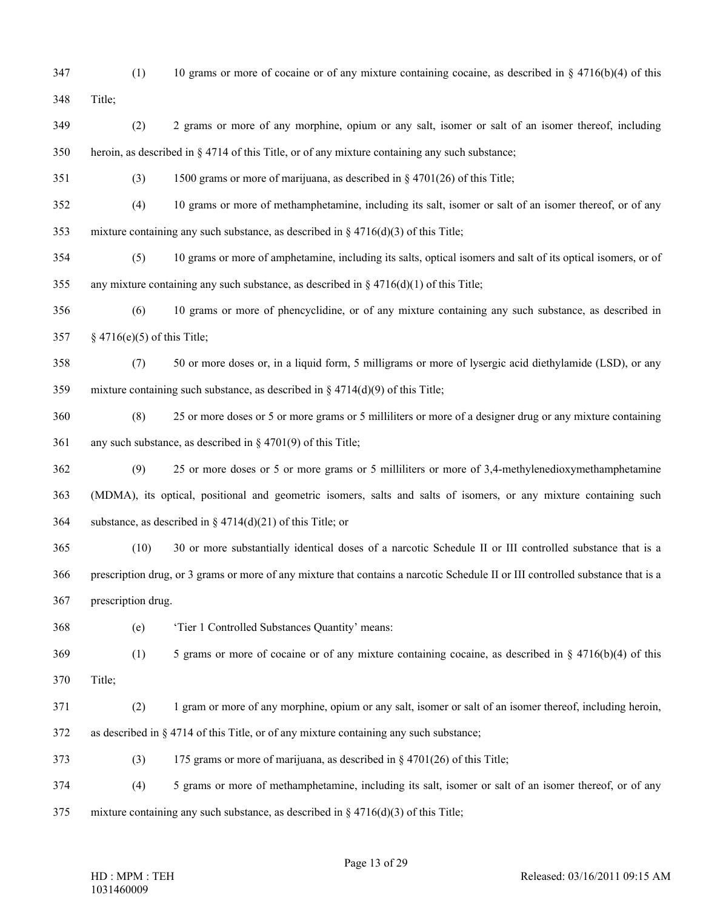(1) 10 grams or more of cocaine or of any mixture containing cocaine, as described in § 4716(b)(4) of this Title;

(2) 2 grams or more of any morphine, opium or any salt, isomer or salt of an isomer thereof, including heroin, as described in § 4714 of this Title, or of any mixture containing any such substance;

(3) 1500 grams or more of marijuana, as described in § 4701(26) of this Title;

(4) 10 grams or more of methamphetamine, including its salt, isomer or salt of an isomer thereof, or of any mixture containing any such substance, as described in § 4716(d)(3) of this Title;

(5) 10 grams or more of amphetamine, including its salts, optical isomers and salt of its optical isomers, or of any mixture containing any such substance, as described in § 4716(d)(1) of this Title;

(6) 10 grams or more of phencyclidine, or of any mixture containing any such substance, as described in § 4716(e)(5) of this Title;

(7) 50 or more doses or, in a liquid form, 5 milligrams or more of lysergic acid diethylamide (LSD), or any mixture containing such substance, as described in § 4714(d)(9) of this Title;

(8) 25 or more doses or 5 or more grams or 5 milliliters or more of a designer drug or any mixture containing any such substance, as described in § 4701(9) of this Title;

(9) 25 or more doses or 5 or more grams or 5 milliliters or more of 3,4-methylenedioxymethamphetamine (MDMA), its optical, positional and geometric isomers, salts and salts of isomers, or any mixture containing such substance, as described in § 4714(d)(21) of this Title; or

(10) 30 or more substantially identical doses of a narcotic Schedule II or III controlled substance that is a prescription drug, or 3 grams or more of any mixture that contains a narcotic Schedule II or III controlled substance that is a prescription drug.

(e) 'Tier 1 Controlled Substances Quantity' means:

(1) 5 grams or more of cocaine or of any mixture containing cocaine, as described in § 4716(b)(4) of this Title;

(2) 1 gram or more of any morphine, opium or any salt, isomer or salt of an isomer thereof, including heroin, as described in § 4714 of this Title, or of any mixture containing any such substance;

(3) 175 grams or more of marijuana, as described in § 4701(26) of this Title;

(4) 5 grams or more of methamphetamine, including its salt, isomer or salt of an isomer thereof, or of any mixture containing any such substance, as described in § 4716(d)(3) of this Title;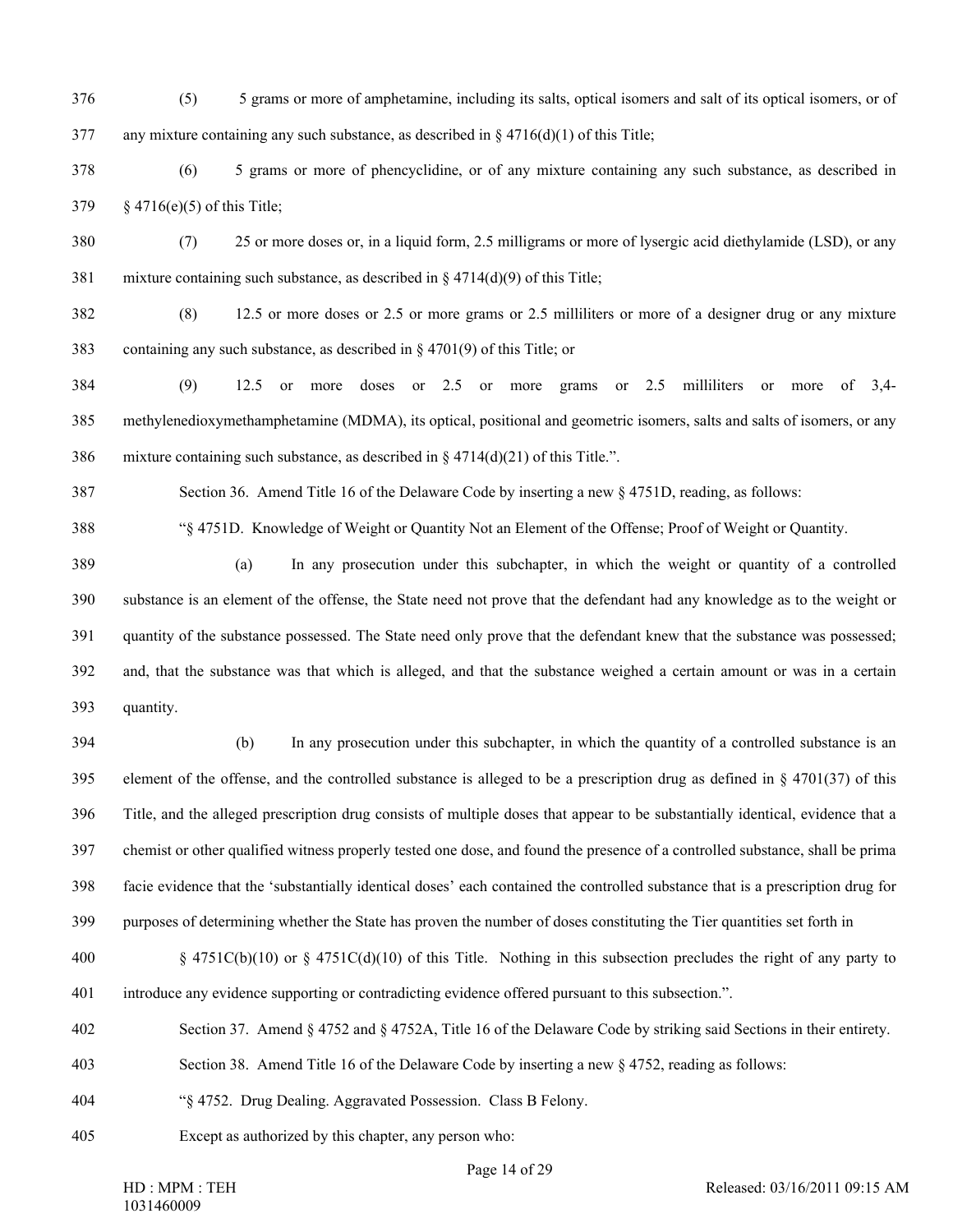(5) 5 grams or more of amphetamine, including its salts, optical isomers and salt of its optical isomers, or of any mixture containing any such substance, as described in § 4716(d)(1) of this Title;

(6) 5 grams or more of phencyclidine, or of any mixture containing any such substance, as described in § 4716(e)(5) of this Title;

(7) 25 or more doses or, in a liquid form, 2.5 milligrams or more of lysergic acid diethylamide (LSD), or any mixture containing such substance, as described in § 4714(d)(9) of this Title;

(8) 12.5 or more doses or 2.5 or more grams or 2.5 milliliters or more of a designer drug or any mixture containing any such substance, as described in § 4701(9) of this Title; or

(9) 12.5 or more doses or 2.5 or more grams or 2.5 milliliters or more of 3,4-methylenedioxymethamphetamine (MDMA), its optical, positional and geometric isomers, salts and salts of isomers, or any mixture containing such substance, as described in § 4714(d)(21) of this Title.".

Section 36. Amend Title 16 of the Delaware Code by inserting a new § 4751D, reading, as follows:

"§ 4751D. Knowledge of Weight or Quantity Not an Element of the Offense; Proof of Weight or Quantity.

(a) In any prosecution under this subchapter, in which the weight or quantity of a controlled substance is an element of the offense, the State need not prove that the defendant had any knowledge as to the weight or quantity of the substance possessed. The State need only prove that the defendant knew that the substance was possessed; and, that the substance was that which is alleged, and that the substance weighed a certain amount or was in a certain quantity.

(b) In any prosecution under this subchapter, in which the quantity of a controlled substance is an element of the offense, and the controlled substance is alleged to be a prescription drug as defined in § 4701(37) of this Title, and the alleged prescription drug consists of multiple doses that appear to be substantially identical, evidence that a chemist or other qualified witness properly tested one dose, and found the presence of a controlled substance, shall be prima facie evidence that the 'substantially identical doses' each contained the controlled substance that is a prescription drug for purposes of determining whether the State has proven the number of doses constituting the Tier quantities set forth in § 4751C(b)(10) or § 4751C(d)(10) of this Title. Nothing in this subsection precludes the right of any party to introduce any evidence supporting or contradicting evidence offered pursuant to this subsection.".

Section 37. Amend § 4752 and § 4752A, Title 16 of the Delaware Code by striking said Sections in their entirety.

Section 38. Amend Title 16 of the Delaware Code by inserting a new § 4752, reading as follows:

"§ 4752. Drug Dealing. Aggravated Possession. Class B Felony.

Except as authorized by this chapter, any person who: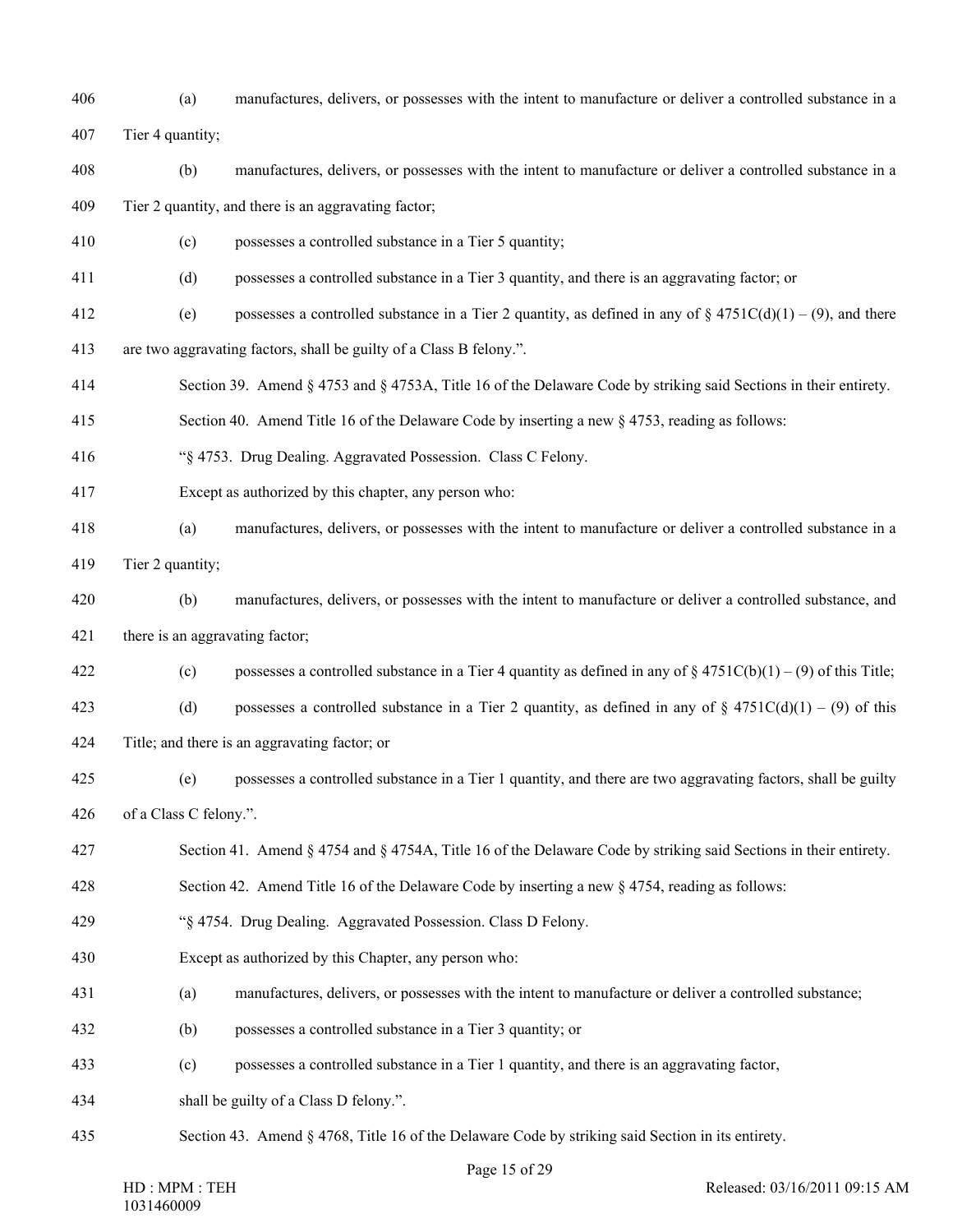(a) manufactures, delivers, or possesses with the intent to manufacture or deliver a controlled substance in a Tier 4 quantity;

(b) manufactures, delivers, or possesses with the intent to manufacture or deliver a controlled substance in a Tier 2 quantity, and there is an aggravating factor;

(c) possesses a controlled substance in a Tier 5 quantity;

(d) possesses a controlled substance in a Tier 3 quantity, and there is an aggravating factor; or

(e) possesses a controlled substance in a Tier 2 quantity, as defined in any of § 4751C(d)(1) – (9), and there are two aggravating factors, shall be guilty of a Class B felony.".

Section 39. Amend § 4753 and § 4753A, Title 16 of the Delaware Code by striking said Sections in their entirety.

Section 40. Amend Title 16 of the Delaware Code by inserting a new § 4753, reading as follows:

"§ 4753. Drug Dealing. Aggravated Possession. Class C Felony.

Except as authorized by this chapter, any person who:

(a) manufactures, delivers, or possesses with the intent to manufacture or deliver a controlled substance in a Tier 2 quantity;

(b) manufactures, delivers, or possesses with the intent to manufacture or deliver a controlled substance, and there is an aggravating factor;

(c) possesses a controlled substance in a Tier 4 quantity as defined in any of § 4751C(b)(1) – (9) of this Title;

(d) possesses a controlled substance in a Tier 2 quantity, as defined in any of § 4751C(d)(1) – (9) of this Title; and there is an aggravating factor; or

(e) possesses a controlled substance in a Tier 1 quantity, and there are two aggravating factors, shall be guilty of a Class C felony.".

Section 41. Amend § 4754 and § 4754A, Title 16 of the Delaware Code by striking said Sections in their entirety.

Section 42. Amend Title 16 of the Delaware Code by inserting a new § 4754, reading as follows:

"§ 4754. Drug Dealing. Aggravated Possession. Class D Felony.

Except as authorized by this Chapter, any person who:

(a) manufactures, delivers, or possesses with the intent to manufacture or deliver a controlled substance;

(b) possesses a controlled substance in a Tier 3 quantity; or

(c) possesses a controlled substance in a Tier 1 quantity, and there is an aggravating factor,

shall be guilty of a Class D felony.".

Section 43. Amend § 4768, Title 16 of the Delaware Code by striking said Section in its entirety.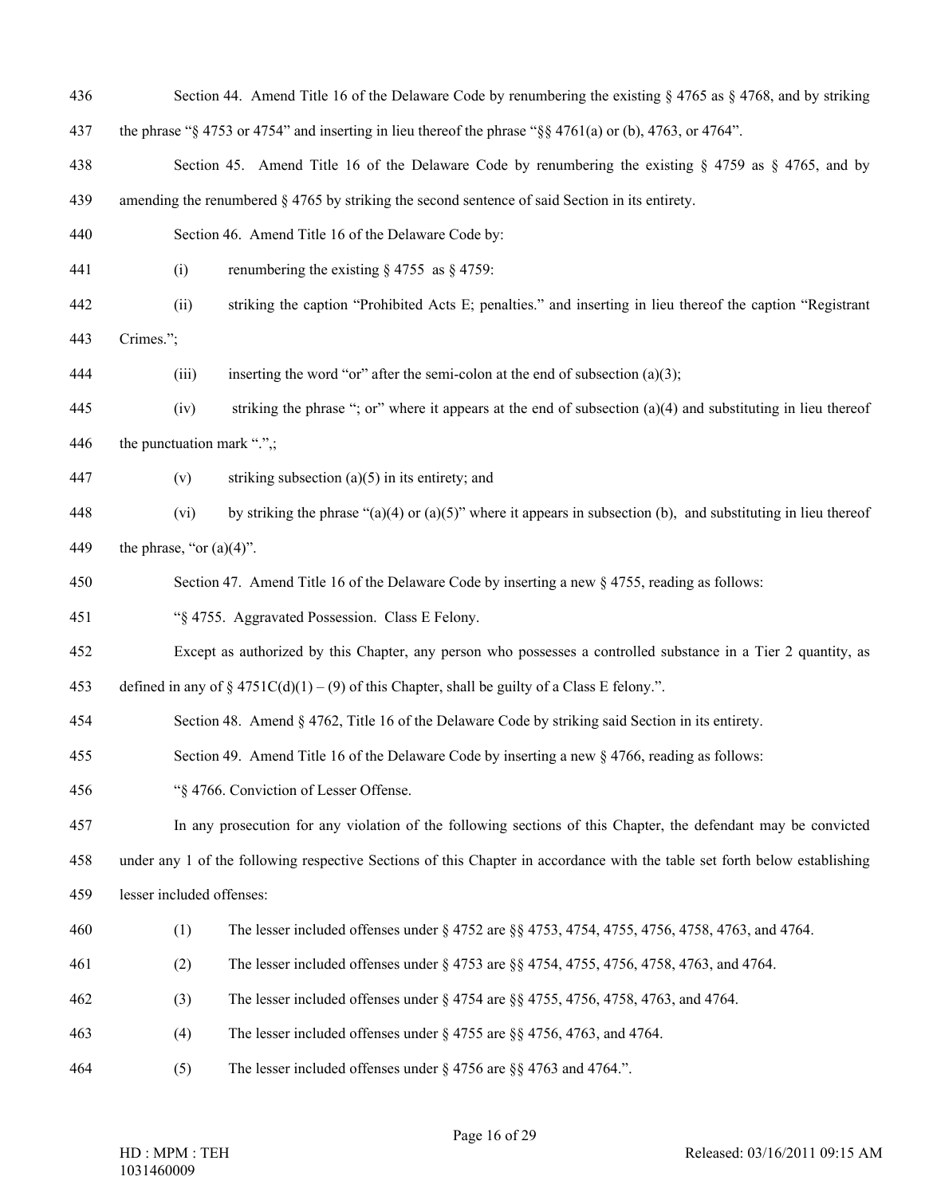Section 44. Amend Title 16 of the Delaware Code by renumbering the existing § 4765 as § 4768, and by striking the phrase "§ 4753 or 4754" and inserting in lieu thereof the phrase "§§ 4761(a) or (b), 4763, or 4764".

Section 45. Amend Title 16 of the Delaware Code by renumbering the existing § 4759 as § 4765, and by amending the renumbered § 4765 by striking the second sentence of said Section in its entirety.

Section 46. Amend Title 16 of the Delaware Code by:

(i) renumbering the existing § 4755 as § 4759:

(ii) striking the caption "Prohibited Acts E; penalties." and inserting in lieu thereof the caption "Registrant Crimes.";

(iii) inserting the word "or" after the semi-colon at the end of subsection (a)(3);

(iv) striking the phrase "; or" where it appears at the end of subsection (a)(4) and substituting in lieu thereof the punctuation mark ".",;

(v) striking subsection (a)(5) in its entirety; and

(vi) by striking the phrase "(a)(4) or (a)(5)" where it appears in subsection (b), and substituting in lieu thereof the phrase, "or (a)(4)".

Section 47. Amend Title 16 of the Delaware Code by inserting a new § 4755, reading as follows:

"§ 4755. Aggravated Possession. Class E Felony.

Except as authorized by this Chapter, any person who possesses a controlled substance in a Tier 2 quantity, as defined in any of § 4751C(d)(1) – (9) of this Chapter, shall be guilty of a Class E felony.".

Section 48. Amend § 4762, Title 16 of the Delaware Code by striking said Section in its entirety.

Section 49. Amend Title 16 of the Delaware Code by inserting a new § 4766, reading as follows:

"§ 4766. Conviction of Lesser Offense.

In any prosecution for any violation of the following sections of this Chapter, the defendant may be convicted under any 1 of the following respective Sections of this Chapter in accordance with the table set forth below establishing lesser included offenses:

(1) The lesser included offenses under § 4752 are §§ 4753, 4754, 4755, 4756, 4758, 4763, and 4764.

(2) The lesser included offenses under § 4753 are §§ 4754, 4755, 4756, 4758, 4763, and 4764.

(3) The lesser included offenses under § 4754 are §§ 4755, 4756, 4758, 4763, and 4764.

(4) The lesser included offenses under § 4755 are §§ 4756, 4763, and 4764.

(5) The lesser included offenses under § 4756 are §§ 4763 and 4764.".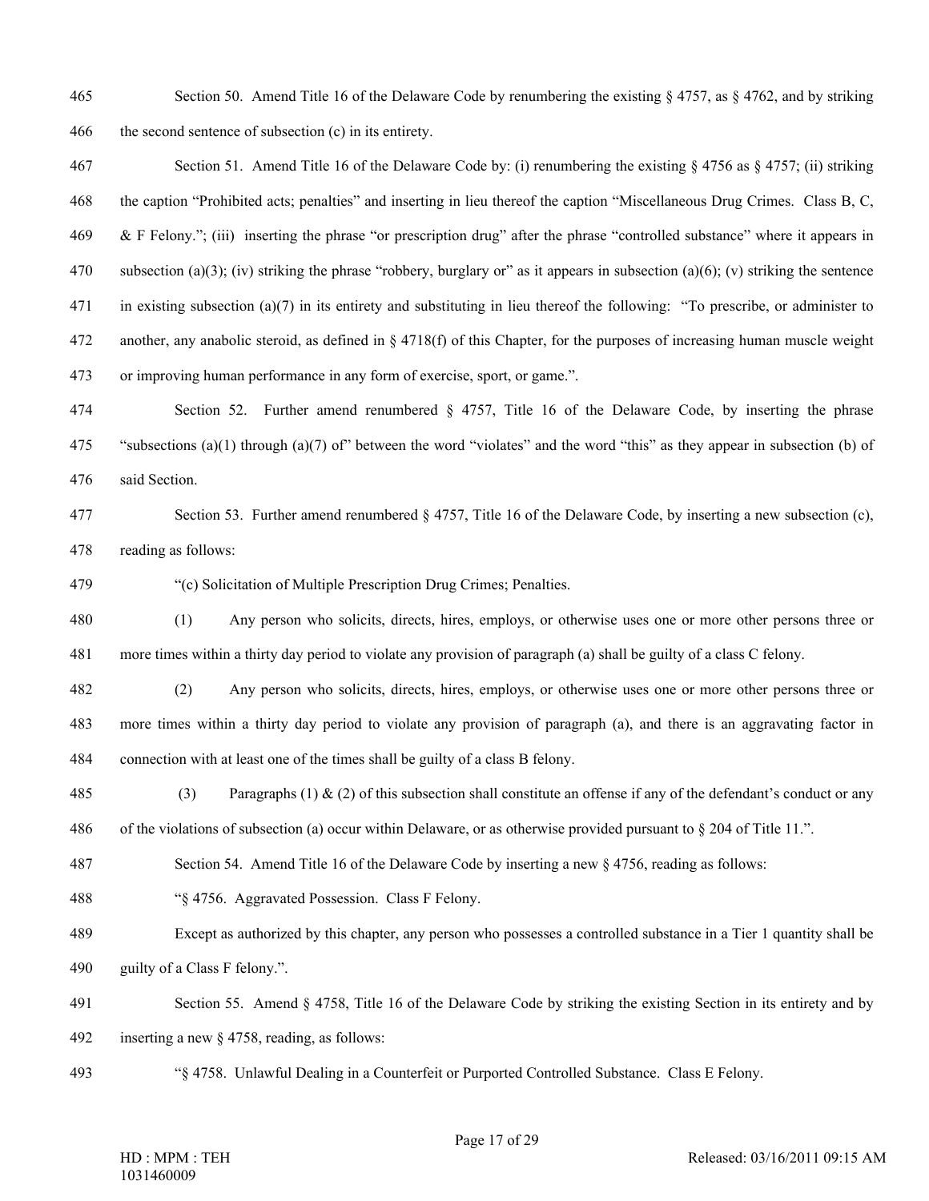Section 50. Amend Title 16 of the Delaware Code by renumbering the existing § 4757, as § 4762, and by striking the second sentence of subsection (c) in its entirety.

Section 51. Amend Title 16 of the Delaware Code by: (i) renumbering the existing § 4756 as § 4757; (ii) striking the caption "Prohibited acts; penalties" and inserting in lieu thereof the caption "Miscellaneous Drug Crimes. Class B, C, & F Felony."; (iii) inserting the phrase "or prescription drug" after the phrase "controlled substance" where it appears in subsection (a)(3); (iv) striking the phrase "robbery, burglary or" as it appears in subsection (a)(6); (v) striking the sentence in existing subsection (a)(7) in its entirety and substituting in lieu thereof the following: "To prescribe, or administer to another, any anabolic steroid, as defined in § 4718(f) of this Chapter, for the purposes of increasing human muscle weight or improving human performance in any form of exercise, sport, or game.".

Section 52. Further amend renumbered § 4757, Title 16 of the Delaware Code, by inserting the phrase "subsections (a)(1) through (a)(7) of" between the word "violates" and the word "this" as they appear in subsection (b) of said Section.

Section 53. Further amend renumbered § 4757, Title 16 of the Delaware Code, by inserting a new subsection (c), reading as follows:

"(c) Solicitation of Multiple Prescription Drug Crimes; Penalties.

(1) Any person who solicits, directs, hires, employs, or otherwise uses one or more other persons three or more times within a thirty day period to violate any provision of paragraph (a) shall be guilty of a class C felony.

(2) Any person who solicits, directs, hires, employs, or otherwise uses one or more other persons three or more times within a thirty day period to violate any provision of paragraph (a), and there is an aggravating factor in connection with at least one of the times shall be guilty of a class B felony.

(3) Paragraphs (1) & (2) of this subsection shall constitute an offense if any of the defendant's conduct or any of the violations of subsection (a) occur within Delaware, or as otherwise provided pursuant to § 204 of Title 11.".

Section 54. Amend Title 16 of the Delaware Code by inserting a new § 4756, reading as follows:

"§ 4756. Aggravated Possession. Class F Felony.

Except as authorized by this chapter, any person who possesses a controlled substance in a Tier 1 quantity shall be guilty of a Class F felony.".

Section 55. Amend § 4758, Title 16 of the Delaware Code by striking the existing Section in its entirety and by inserting a new § 4758, reading, as follows:

"§ 4758. Unlawful Dealing in a Counterfeit or Purported Controlled Substance. Class E Felony.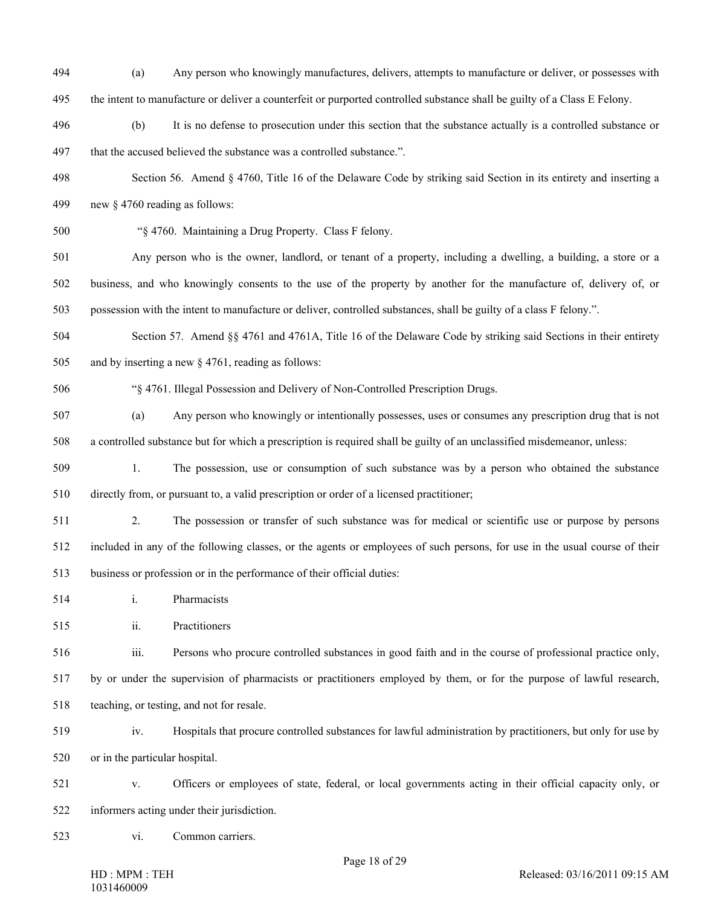(a) Any person who knowingly manufactures, delivers, attempts to manufacture or deliver, or possesses with the intent to manufacture or deliver a counterfeit or purported controlled substance shall be guilty of a Class E Felony.

(b) It is no defense to prosecution under this section that the substance actually is a controlled substance or that the accused believed the substance was a controlled substance.".

Section 56. Amend § 4760, Title 16 of the Delaware Code by striking said Section in its entirety and inserting a new § 4760 reading as follows:

"§ 4760. Maintaining a Drug Property. Class F felony.

Any person who is the owner, landlord, or tenant of a property, including a dwelling, a building, a store or a business, and who knowingly consents to the use of the property by another for the manufacture of, delivery of, or possession with the intent to manufacture or deliver, controlled substances, shall be guilty of a class F felony.".

Section 57. Amend §§ 4761 and 4761A, Title 16 of the Delaware Code by striking said Sections in their entirety and by inserting a new § 4761, reading as follows:

"§ 4761. Illegal Possession and Delivery of Non-Controlled Prescription Drugs.

(a) Any person who knowingly or intentionally possesses, uses or consumes any prescription drug that is not a controlled substance but for which a prescription is required shall be guilty of an unclassified misdemeanor, unless:

1. The possession, use or consumption of such substance was by a person who obtained the substance directly from, or pursuant to, a valid prescription or order of a licensed practitioner;

2. The possession or transfer of such substance was for medical or scientific use or purpose by persons included in any of the following classes, or the agents or employees of such persons, for use in the usual course of their business or profession or in the performance of their official duties:

i. Pharmacists

ii. Practitioners

iii. Persons who procure controlled substances in good faith and in the course of professional practice only, by or under the supervision of pharmacists or practitioners employed by them, or for the purpose of lawful research, teaching, or testing, and not for resale.

iv. Hospitals that procure controlled substances for lawful administration by practitioners, but only for use by or in the particular hospital.

v. Officers or employees of state, federal, or local governments acting in their official capacity only, or informers acting under their jurisdiction.

vi. Common carriers.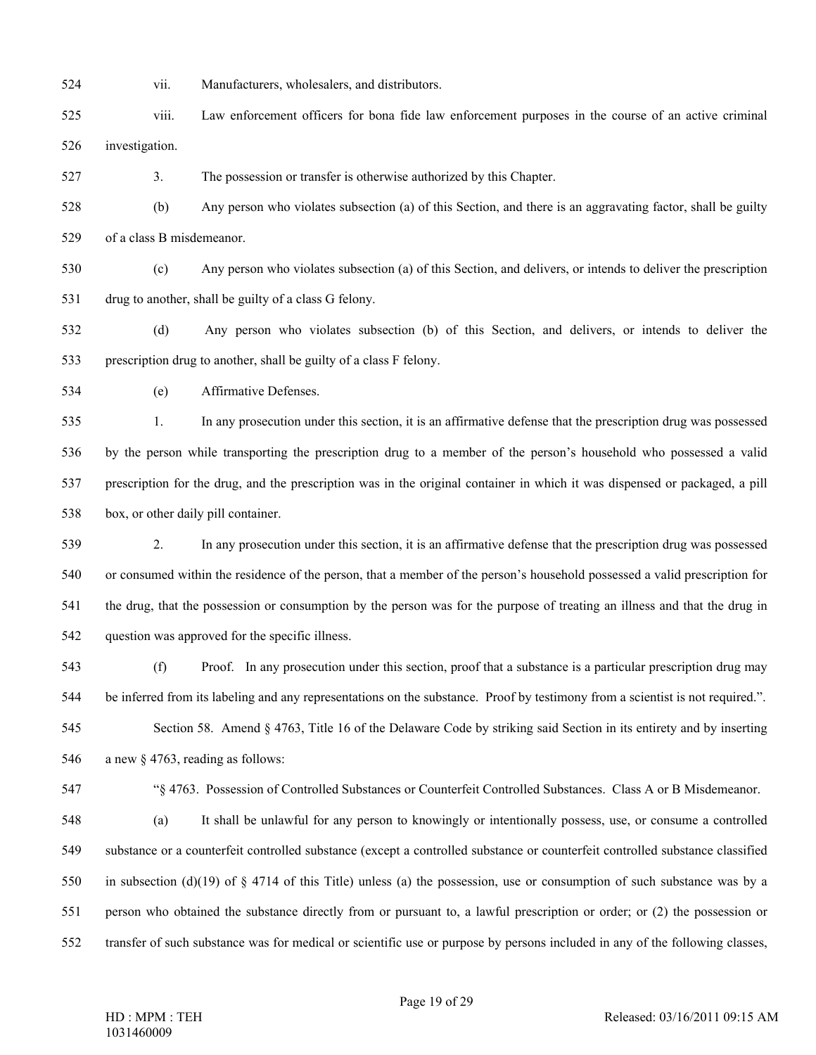vii. Manufacturers, wholesalers, and distributors.

viii. Law enforcement officers for bona fide law enforcement purposes in the course of an active criminal investigation.

3. The possession or transfer is otherwise authorized by this Chapter.

(b) Any person who violates subsection (a) of this Section, and there is an aggravating factor, shall be guilty of a class B misdemeanor.

(c) Any person who violates subsection (a) of this Section, and delivers, or intends to deliver the prescription drug to another, shall be guilty of a class G felony.

(d) Any person who violates subsection (b) of this Section, and delivers, or intends to deliver the prescription drug to another, shall be guilty of a class F felony.

(e) Affirmative Defenses.

1. In any prosecution under this section, it is an affirmative defense that the prescription drug was possessed by the person while transporting the prescription drug to a member of the person's household who possessed a valid prescription for the drug, and the prescription was in the original container in which it was dispensed or packaged, a pill box, or other daily pill container.

2. In any prosecution under this section, it is an affirmative defense that the prescription drug was possessed or consumed within the residence of the person, that a member of the person's household possessed a valid prescription for the drug, that the possession or consumption by the person was for the purpose of treating an illness and that the drug in question was approved for the specific illness.

(f) Proof. In any prosecution under this section, proof that a substance is a particular prescription drug may be inferred from its labeling and any representations on the substance. Proof by testimony from a scientist is not required.".

Section 58. Amend § 4763, Title 16 of the Delaware Code by striking said Section in its entirety and by inserting a new § 4763, reading as follows:

"§ 4763. Possession of Controlled Substances or Counterfeit Controlled Substances. Class A or B Misdemeanor.

(a) It shall be unlawful for any person to knowingly or intentionally possess, use, or consume a controlled substance or a counterfeit controlled substance (except a controlled substance or counterfeit controlled substance classified in subsection (d)(19) of § 4714 of this Title) unless (a) the possession, use or consumption of such substance was by a person who obtained the substance directly from or pursuant to, a lawful prescription or order; or (2) the possession or transfer of such substance was for medical or scientific use or purpose by persons included in any of the following classes,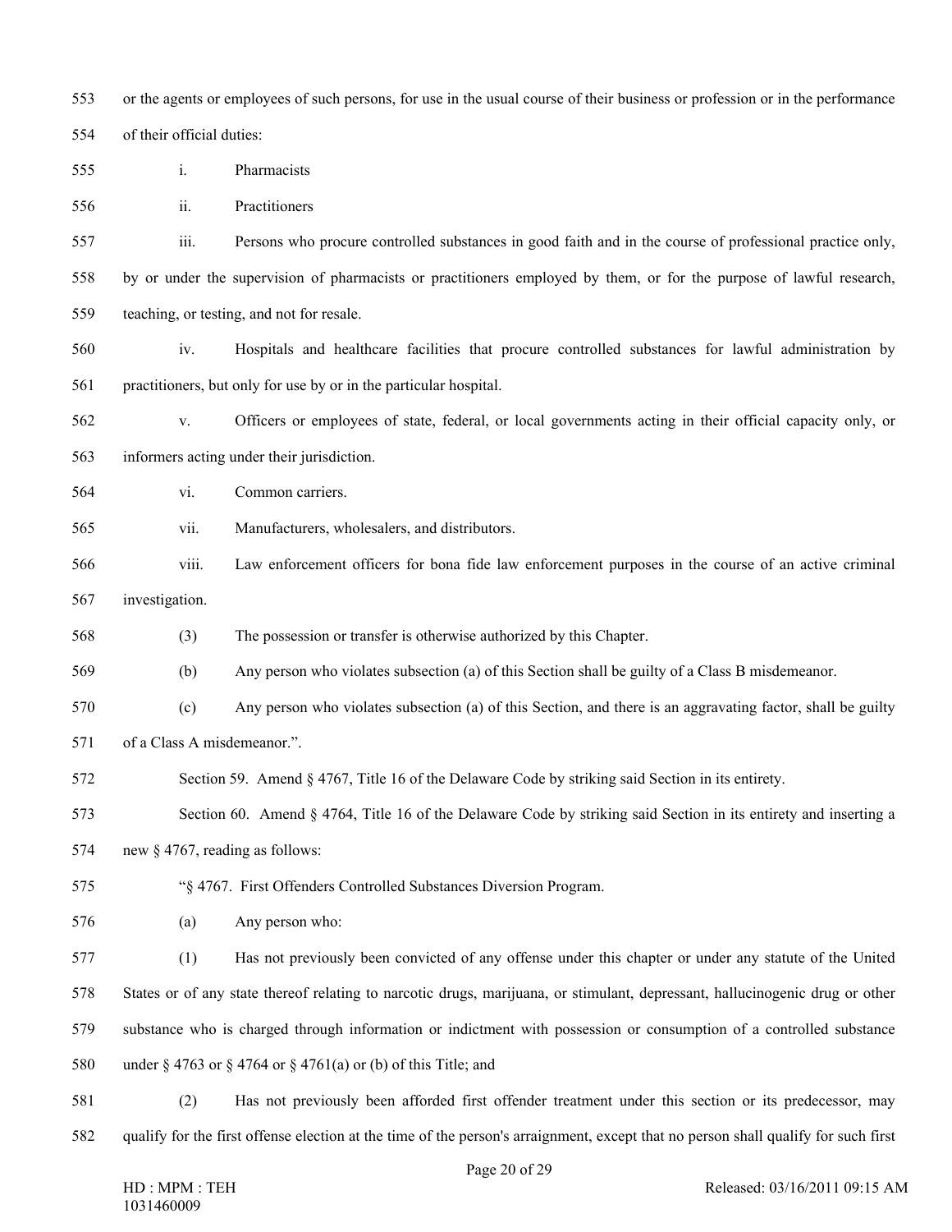or the agents or employees of such persons, for use in the usual course of their business or profession or in the performance of their official duties:

i. Pharmacists

ii. Practitioners

iii. Persons who procure controlled substances in good faith and in the course of professional practice only, by or under the supervision of pharmacists or practitioners employed by them, or for the purpose of lawful research, teaching, or testing, and not for resale.

iv. Hospitals and healthcare facilities that procure controlled substances for lawful administration by practitioners, but only for use by or in the particular hospital.

v. Officers or employees of state, federal, or local governments acting in their official capacity only, or informers acting under their jurisdiction.

vi. Common carriers.

vii. Manufacturers, wholesalers, and distributors.

viii. Law enforcement officers for bona fide law enforcement purposes in the course of an active criminal investigation.

(3) The possession or transfer is otherwise authorized by this Chapter.

(b) Any person who violates subsection (a) of this Section shall be guilty of a Class B misdemeanor.

(c) Any person who violates subsection (a) of this Section, and there is an aggravating factor, shall be guilty of a Class A misdemeanor.".

Section 59. Amend § 4767, Title 16 of the Delaware Code by striking said Section in its entirety.

Section 60. Amend § 4764, Title 16 of the Delaware Code by striking said Section in its entirety and inserting a new § 4767, reading as follows:

"§ 4767. First Offenders Controlled Substances Diversion Program.

(a) Any person who:

(1) Has not previously been convicted of any offense under this chapter or under any statute of the United States or of any state thereof relating to narcotic drugs, marijuana, or stimulant, depressant, hallucinogenic drug or other substance who is charged through information or indictment with possession or consumption of a controlled substance under § 4763 or § 4764 or § 4761(a) or (b) of this Title; and

(2) Has not previously been afforded first offender treatment under this section or its predecessor, may qualify for the first offense election at the time of the person's arraignment, except that no person shall qualify for such first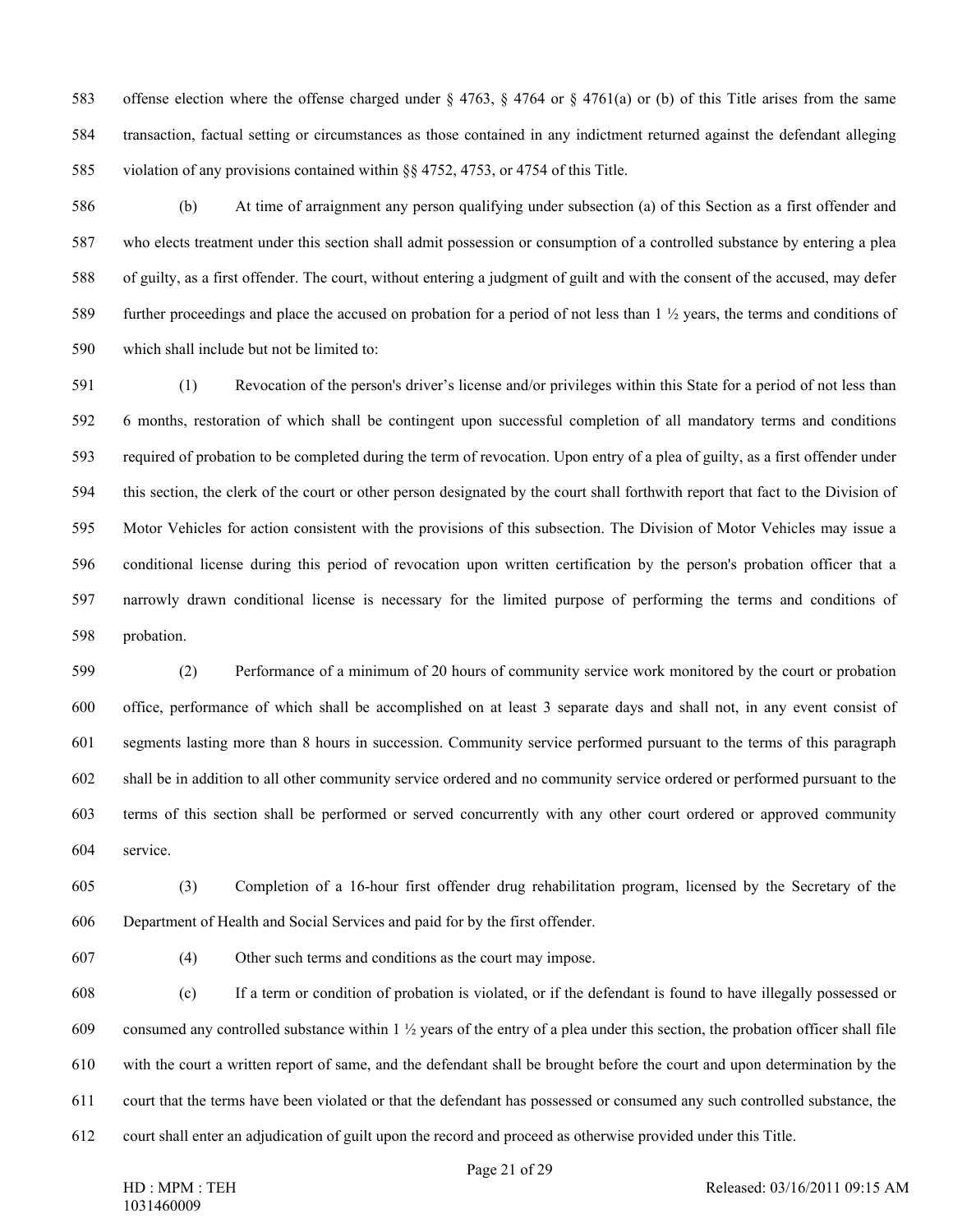offense election where the offense charged under § 4763, § 4764 or § 4761(a) or (b) of this Title arises from the same transaction, factual setting or circumstances as those contained in any indictment returned against the defendant alleging violation of any provisions contained within §§ 4752, 4753, or 4754 of this Title.

(b) At time of arraignment any person qualifying under subsection (a) of this Section as a first offender and who elects treatment under this section shall admit possession or consumption of a controlled substance by entering a plea of guilty, as a first offender. The court, without entering a judgment of guilt and with the consent of the accused, may defer further proceedings and place the accused on probation for a period of not less than 1 ½ years, the terms and conditions of which shall include but not be limited to:

(1) Revocation of the person's driver's license and/or privileges within this State for a period of not less than 6 months, restoration of which shall be contingent upon successful completion of all mandatory terms and conditions required of probation to be completed during the term of revocation. Upon entry of a plea of guilty, as a first offender under this section, the clerk of the court or other person designated by the court shall forthwith report that fact to the Division of Motor Vehicles for action consistent with the provisions of this subsection. The Division of Motor Vehicles may issue a conditional license during this period of revocation upon written certification by the person's probation officer that a narrowly drawn conditional license is necessary for the limited purpose of performing the terms and conditions of probation.

(2) Performance of a minimum of 20 hours of community service work monitored by the court or probation office, performance of which shall be accomplished on at least 3 separate days and shall not, in any event consist of segments lasting more than 8 hours in succession. Community service performed pursuant to the terms of this paragraph shall be in addition to all other community service ordered and no community service ordered or performed pursuant to the terms of this section shall be performed or served concurrently with any other court ordered or approved community service.

(3) Completion of a 16-hour first offender drug rehabilitation program, licensed by the Secretary of the Department of Health and Social Services and paid for by the first offender.

(4) Other such terms and conditions as the court may impose.

(c) If a term or condition of probation is violated, or if the defendant is found to have illegally possessed or consumed any controlled substance within 1 ½ years of the entry of a plea under this section, the probation officer shall file with the court a written report of same, and the defendant shall be brought before the court and upon determination by the court that the terms have been violated or that the defendant has possessed or consumed any such controlled substance, the court shall enter an adjudication of guilt upon the record and proceed as otherwise provided under this Title.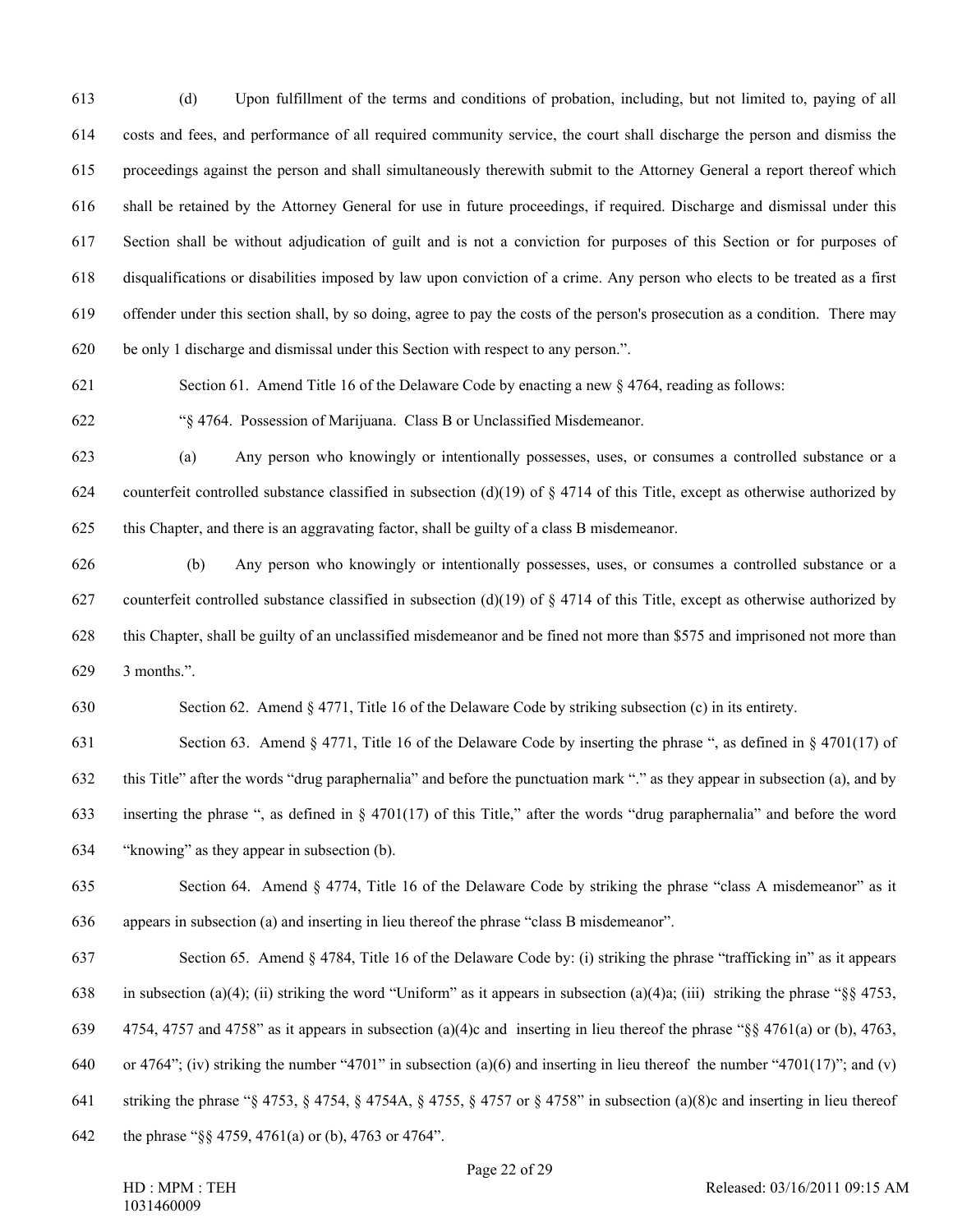(d) Upon fulfillment of the terms and conditions of probation, including, but not limited to, paying of all costs and fees, and performance of all required community service, the court shall discharge the person and dismiss the proceedings against the person and shall simultaneously therewith submit to the Attorney General a report thereof which shall be retained by the Attorney General for use in future proceedings, if required. Discharge and dismissal under this Section shall be without adjudication of guilt and is not a conviction for purposes of this Section or for purposes of disqualifications or disabilities imposed by law upon conviction of a crime. Any person who elects to be treated as a first offender under this section shall, by so doing, agree to pay the costs of the person's prosecution as a condition. There may be only 1 discharge and dismissal under this Section with respect to any person.".

Section 61. Amend Title 16 of the Delaware Code by enacting a new § 4764, reading as follows:

"§ 4764. Possession of Marijuana. Class B or Unclassified Misdemeanor.

(a) Any person who knowingly or intentionally possesses, uses, or consumes a controlled substance or a counterfeit controlled substance classified in subsection (d)(19) of § 4714 of this Title, except as otherwise authorized by this Chapter, and there is an aggravating factor, shall be guilty of a class B misdemeanor.

(b) Any person who knowingly or intentionally possesses, uses, or consumes a controlled substance or a counterfeit controlled substance classified in subsection (d)(19) of § 4714 of this Title, except as otherwise authorized by this Chapter, shall be guilty of an unclassified misdemeanor and be fined not more than $575 and imprisoned not more than 3 months.".

Section 62. Amend § 4771, Title 16 of the Delaware Code by striking subsection (c) in its entirety.

Section 63. Amend § 4771, Title 16 of the Delaware Code by inserting the phrase ", as defined in § 4701(17) of this Title" after the words "drug paraphernalia" and before the punctuation mark "." as they appear in subsection (a), and by inserting the phrase ", as defined in § 4701(17) of this Title," after the words "drug paraphernalia" and before the word "knowing" as they appear in subsection (b).

Section 64. Amend § 4774, Title 16 of the Delaware Code by striking the phrase "class A misdemeanor" as it appears in subsection (a) and inserting in lieu thereof the phrase "class B misdemeanor".

Section 65. Amend § 4784, Title 16 of the Delaware Code by: (i) striking the phrase "trafficking in" as it appears in subsection (a)(4); (ii) striking the word "Uniform" as it appears in subsection (a)(4)a; (iii) striking the phrase "§§ 4753, 4754, 4757 and 4758" as it appears in subsection (a)(4)c and inserting in lieu thereof the phrase "§§ 4761(a) or (b), 4763, or 4764"; (iv) striking the number "4701" in subsection (a)(6) and inserting in lieu thereof the number "4701(17)"; and (v) striking the phrase "§ 4753, § 4754, § 4754A, § 4755, § 4757 or § 4758" in subsection (a)(8)c and inserting in lieu thereof the phrase "§§ 4759, 4761(a) or (b), 4763 or 4764".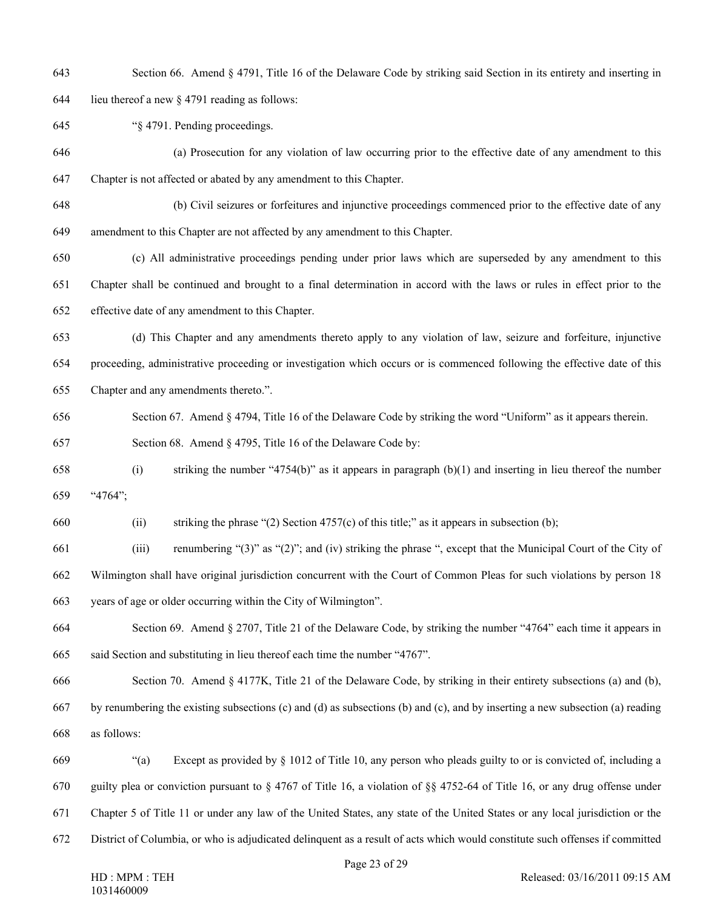Section 66. Amend § 4791, Title 16 of the Delaware Code by striking said Section in its entirety and inserting in lieu thereof a new § 4791 reading as follows:

"§ 4791. Pending proceedings.

(a) Prosecution for any violation of law occurring prior to the effective date of any amendment to this Chapter is not affected or abated by any amendment to this Chapter.

(b) Civil seizures or forfeitures and injunctive proceedings commenced prior to the effective date of any amendment to this Chapter are not affected by any amendment to this Chapter.

(c) All administrative proceedings pending under prior laws which are superseded by any amendment to this Chapter shall be continued and brought to a final determination in accord with the laws or rules in effect prior to the effective date of any amendment to this Chapter.

(d) This Chapter and any amendments thereto apply to any violation of law, seizure and forfeiture, injunctive proceeding, administrative proceeding or investigation which occurs or is commenced following the effective date of this Chapter and any amendments thereto.".

Section 67. Amend § 4794, Title 16 of the Delaware Code by striking the word "Uniform" as it appears therein.

Section 68. Amend § 4795, Title 16 of the Delaware Code by:

(i) striking the number "4754(b)" as it appears in paragraph (b)(1) and inserting in lieu thereof the number "4764";

(ii) striking the phrase "(2) Section 4757(c) of this title;" as it appears in subsection (b);

(iii) renumbering "(3)" as "(2)"; and (iv) striking the phrase ", except that the Municipal Court of the City of Wilmington shall have original jurisdiction concurrent with the Court of Common Pleas for such violations by person 18 years of age or older occurring within the City of Wilmington".

Section 69. Amend § 2707, Title 21 of the Delaware Code, by striking the number "4764" each time it appears in said Section and substituting in lieu thereof each time the number "4767".

Section 70. Amend § 4177K, Title 21 of the Delaware Code, by striking in their entirety subsections (a) and (b), by renumbering the existing subsections (c) and (d) as subsections (b) and (c), and by inserting a new subsection (a) reading as follows:

"(a) Except as provided by § 1012 of Title 10, any person who pleads guilty to or is convicted of, including a guilty plea or conviction pursuant to § 4767 of Title 16, a violation of §§ 4752-64 of Title 16, or any drug offense under Chapter 5 of Title 11 or under any law of the United States, any state of the United States or any local jurisdiction or the District of Columbia, or who is adjudicated delinquent as a result of acts which would constitute such offenses if committed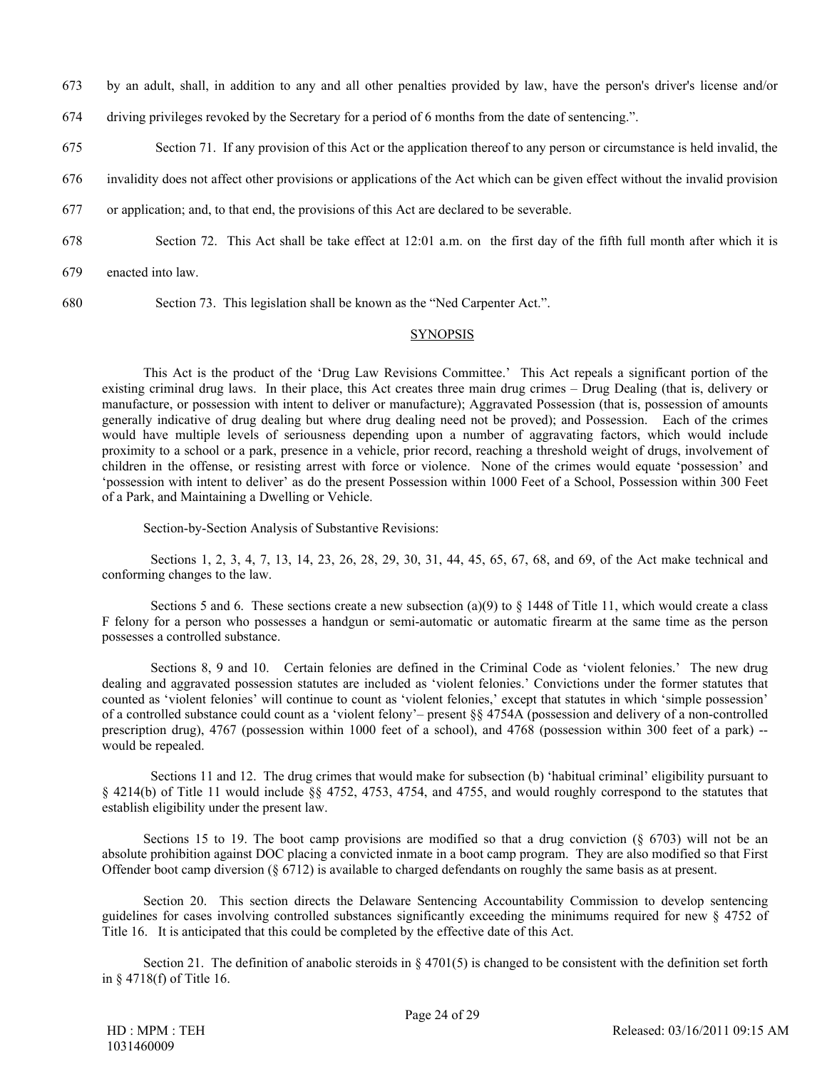673 by an adult, shall, in addition to any and all other penalties provided by law, have the person's driver's license and/or

674 driving privileges revoked by the Secretary for a period of 6 months from the date of sentencing.".

675 Section 71. If any provision of this Act or the application thereof to any person or circumstance is held invalid, the

676 invalidity does not affect other provisions or applications of the Act which can be given effect without the invalid provision

677 or application; and, to that end, the provisions of this Act are declared to be severable.

678 Section 72. This Act shall be take effect at 12:01 a.m. on the first day of the fifth full month after which it is

679 enacted into law.

680 Section 73. This legislation shall be known as the "Ned Carpenter Act.".

## SYNOPSIS

This Act is the product of the 'Drug Law Revisions Committee.' This Act repeals a significant portion of the existing criminal drug laws. In their place, this Act creates three main drug crimes – Drug Dealing (that is, delivery or manufacture, or possession with intent to deliver or manufacture); Aggravated Possession (that is, possession of amounts generally indicative of drug dealing but where drug dealing need not be proved); and Possession. Each of the crimes would have multiple levels of seriousness depending upon a number of aggravating factors, which would include proximity to a school or a park, presence in a vehicle, prior record, reaching a threshold weight of drugs, involvement of children in the offense, or resisting arrest with force or violence. None of the crimes would equate 'possession' and 'possession with intent to deliver' as do the present Possession within 1000 Feet of a School, Possession within 300 Feet of a Park, and Maintaining a Dwelling or Vehicle.

Section-by-Section Analysis of Substantive Revisions:

Sections 1, 2, 3, 4, 7, 13, 14, 23, 26, 28, 29, 30, 31, 44, 45, 65, 67, 68, and 69, of the Act make technical and conforming changes to the law.

Sections 5 and 6. These sections create a new subsection (a)(9) to § 1448 of Title 11, which would create a class F felony for a person who possesses a handgun or semi-automatic or automatic firearm at the same time as the person possesses a controlled substance.

Sections 8, 9 and 10. Certain felonies are defined in the Criminal Code as 'violent felonies.' The new drug dealing and aggravated possession statutes are included as 'violent felonies.' Convictions under the former statutes that counted as 'violent felonies' will continue to count as 'violent felonies,' except that statutes in which 'simple possession' of a controlled substance could count as a 'violent felony'– present §§ 4754A (possession and delivery of a non-controlled prescription drug), 4767 (possession within 1000 feet of a school), and 4768 (possession within 300 feet of a park) -- would be repealed.

Sections 11 and 12. The drug crimes that would make for subsection (b) 'habitual criminal' eligibility pursuant to § 4214(b) of Title 11 would include §§ 4752, 4753, 4754, and 4755, and would roughly correspond to the statutes that establish eligibility under the present law.

Sections 15 to 19. The boot camp provisions are modified so that a drug conviction (§ 6703) will not be an absolute prohibition against DOC placing a convicted inmate in a boot camp program. They are also modified so that First Offender boot camp diversion (§ 6712) is available to charged defendants on roughly the same basis as at present.

Section 20. This section directs the Delaware Sentencing Accountability Commission to develop sentencing guidelines for cases involving controlled substances significantly exceeding the minimums required for new § 4752 of Title 16. It is anticipated that this could be completed by the effective date of this Act.

Section 21. The definition of anabolic steroids in § 4701(5) is changed to be consistent with the definition set forth in § 4718(f) of Title 16.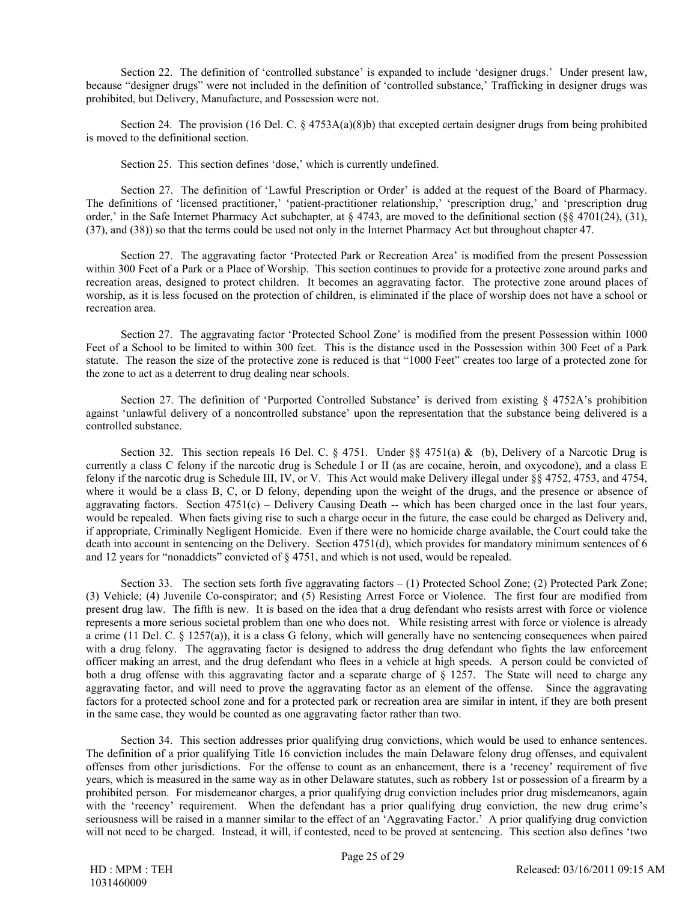Section 22. The definition of 'controlled substance' is expanded to include 'designer drugs.' Under present law, because "designer drugs" were not included in the definition of 'controlled substance,' Trafficking in designer drugs was prohibited, but Delivery, Manufacture, and Possession were not.

Section 24. The provision (16 Del. C. § 4753A(a)(8)b) that excepted certain designer drugs from being prohibited is moved to the definitional section.

Section 25. This section defines 'dose,' which is currently undefined.

Section 27. The definition of 'Lawful Prescription or Order' is added at the request of the Board of Pharmacy. The definitions of 'licensed practitioner,' 'patient-practitioner relationship,' 'prescription drug,' and 'prescription drug order,' in the Safe Internet Pharmacy Act subchapter, at § 4743, are moved to the definitional section (§§ 4701(24), (31), (37), and (38)) so that the terms could be used not only in the Internet Pharmacy Act but throughout chapter 47.

Section 27. The aggravating factor 'Protected Park or Recreation Area' is modified from the present Possession within 300 Feet of a Park or a Place of Worship. This section continues to provide for a protective zone around parks and recreation areas, designed to protect children. It becomes an aggravating factor. The protective zone around places of worship, as it is less focused on the protection of children, is eliminated if the place of worship does not have a school or recreation area.

Section 27. The aggravating factor 'Protected School Zone' is modified from the present Possession within 1000 Feet of a School to be limited to within 300 feet. This is the distance used in the Possession within 300 Feet of a Park statute. The reason the size of the protective zone is reduced is that "1000 Feet" creates too large of a protected zone for the zone to act as a deterrent to drug dealing near schools.

Section 27. The definition of 'Purported Controlled Substance' is derived from existing § 4752A's prohibition against 'unlawful delivery of a noncontrolled substance' upon the representation that the substance being delivered is a controlled substance.

Section 32. This section repeals 16 Del. C. § 4751. Under §§ 4751(a) & (b), Delivery of a Narcotic Drug is currently a class C felony if the narcotic drug is Schedule I or II (as are cocaine, heroin, and oxycodone), and a class E felony if the narcotic drug is Schedule III, IV, or V. This Act would make Delivery illegal under §§ 4752, 4753, and 4754, where it would be a class B, C, or D felony, depending upon the weight of the drugs, and the presence or absence of aggravating factors. Section 4751(c) – Delivery Causing Death -- which has been charged once in the last four years, would be repealed. When facts giving rise to such a charge occur in the future, the case could be charged as Delivery and, if appropriate, Criminally Negligent Homicide. Even if there were no homicide charge available, the Court could take the death into account in sentencing on the Delivery. Section 4751(d), which provides for mandatory minimum sentences of 6 and 12 years for "nonaddicts" convicted of § 4751, and which is not used, would be repealed.

Section 33. The section sets forth five aggravating factors – (1) Protected School Zone; (2) Protected Park Zone; (3) Vehicle; (4) Juvenile Co-conspirator; and (5) Resisting Arrest Force or Violence. The first four are modified from present drug law. The fifth is new. It is based on the idea that a drug defendant who resists arrest with force or violence represents a more serious societal problem than one who does not. While resisting arrest with force or violence is already a crime (11 Del. C. § 1257(a)), it is a class G felony, which will generally have no sentencing consequences when paired with a drug felony. The aggravating factor is designed to address the drug defendant who fights the law enforcement officer making an arrest, and the drug defendant who flees in a vehicle at high speeds. A person could be convicted of both a drug offense with this aggravating factor and a separate charge of § 1257. The State will need to charge any aggravating factor, and will need to prove the aggravating factor as an element of the offense. Since the aggravating factors for a protected school zone and for a protected park or recreation area are similar in intent, if they are both present in the same case, they would be counted as one aggravating factor rather than two.

Section 34. This section addresses prior qualifying drug convictions, which would be used to enhance sentences. The definition of a prior qualifying Title 16 conviction includes the main Delaware felony drug offenses, and equivalent offenses from other jurisdictions. For the offense to count as an enhancement, there is a 'recency' requirement of five years, which is measured in the same way as in other Delaware statutes, such as robbery 1st or possession of a firearm by a prohibited person. For misdemeanor charges, a prior qualifying drug conviction includes prior drug misdemeanors, again with the 'recency' requirement. When the defendant has a prior qualifying drug conviction, the new drug crime's seriousness will be raised in a manner similar to the effect of an 'Aggravating Factor.' A prior qualifying drug conviction will not need to be charged. Instead, it will, if contested, need to be proved at sentencing. This section also defines 'two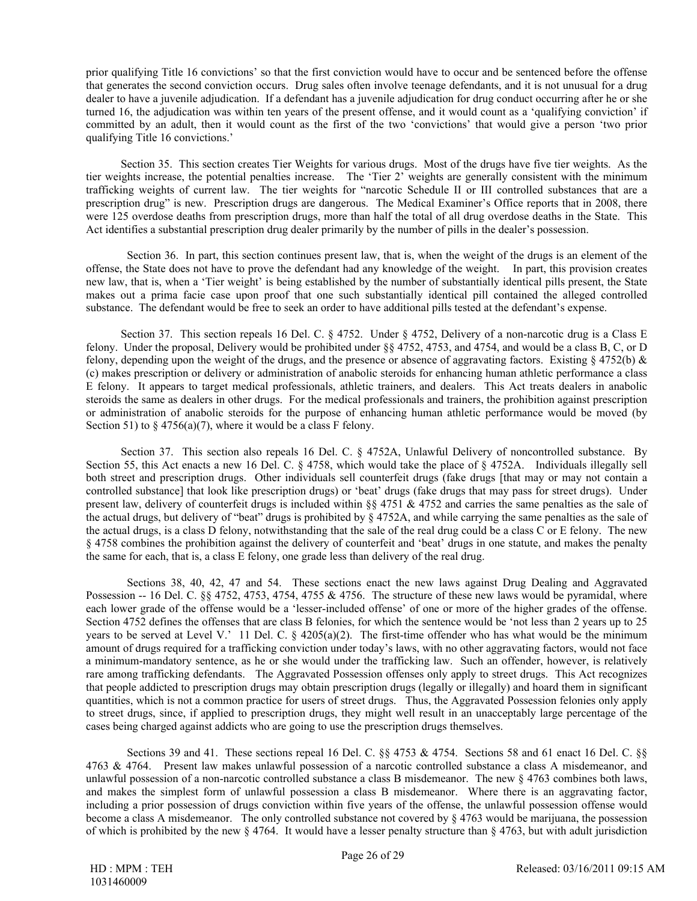prior qualifying Title 16 convictions' so that the first conviction would have to occur and be sentenced before the offense that generates the second conviction occurs. Drug sales often involve teenage defendants, and it is not unusual for a drug dealer to have a juvenile adjudication. If a defendant has a juvenile adjudication for drug conduct occurring after he or she turned 16, the adjudication was within ten years of the present offense, and it would count as a 'qualifying conviction' if committed by an adult, then it would count as the first of the two 'convictions' that would give a person 'two prior qualifying Title 16 convictions.'

Section 35. This section creates Tier Weights for various drugs. Most of the drugs have five tier weights. As the tier weights increase, the potential penalties increase. The 'Tier 2' weights are generally consistent with the minimum trafficking weights of current law. The tier weights for "narcotic Schedule II or III controlled substances that are a prescription drug" is new. Prescription drugs are dangerous. The Medical Examiner's Office reports that in 2008, there were 125 overdose deaths from prescription drugs, more than half the total of all drug overdose deaths in the State. This Act identifies a substantial prescription drug dealer primarily by the number of pills in the dealer's possession.

Section 36. In part, this section continues present law, that is, when the weight of the drugs is an element of the offense, the State does not have to prove the defendant had any knowledge of the weight. In part, this provision creates new law, that is, when a 'Tier weight' is being established by the number of substantially identical pills present, the State makes out a prima facie case upon proof that one such substantially identical pill contained the alleged controlled substance. The defendant would be free to seek an order to have additional pills tested at the defendant's expense.

Section 37. This section repeals 16 Del. C. § 4752. Under § 4752, Delivery of a non-narcotic drug is a Class E felony. Under the proposal, Delivery would be prohibited under §§ 4752, 4753, and 4754, and would be a class B, C, or D felony, depending upon the weight of the drugs, and the presence or absence of aggravating factors. Existing § 4752(b) & (c) makes prescription or delivery or administration of anabolic steroids for enhancing human athletic performance a class E felony. It appears to target medical professionals, athletic trainers, and dealers. This Act treats dealers in anabolic steroids the same as dealers in other drugs. For the medical professionals and trainers, the prohibition against prescription or administration of anabolic steroids for the purpose of enhancing human athletic performance would be moved (by Section 51) to § 4756(a)(7), where it would be a class F felony.

Section 37. This section also repeals 16 Del. C. § 4752A, Unlawful Delivery of noncontrolled substance. By Section 55, this Act enacts a new 16 Del. C. § 4758, which would take the place of § 4752A. Individuals illegally sell both street and prescription drugs. Other individuals sell counterfeit drugs (fake drugs [that may or may not contain a controlled substance] that look like prescription drugs) or 'beat' drugs (fake drugs that may pass for street drugs). Under present law, delivery of counterfeit drugs is included within §§ 4751 & 4752 and carries the same penalties as the sale of the actual drugs, but delivery of "beat" drugs is prohibited by § 4752A, and while carrying the same penalties as the sale of the actual drugs, is a class D felony, notwithstanding that the sale of the real drug could be a class C or E felony. The new § 4758 combines the prohibition against the delivery of counterfeit and 'beat' drugs in one statute, and makes the penalty the same for each, that is, a class E felony, one grade less than delivery of the real drug.

Sections 38, 40, 42, 47 and 54. These sections enact the new laws against Drug Dealing and Aggravated Possession -- 16 Del. C. §§ 4752, 4753, 4754, 4755 & 4756. The structure of these new laws would be pyramidal, where each lower grade of the offense would be a 'lesser-included offense' of one or more of the higher grades of the offense. Section 4752 defines the offenses that are class B felonies, for which the sentence would be 'not less than 2 years up to 25 years to be served at Level V.' 11 Del. C. § 4205(a)(2). The first-time offender who has what would be the minimum amount of drugs required for a trafficking conviction under today's laws, with no other aggravating factors, would not face a minimum-mandatory sentence, as he or she would under the trafficking law. Such an offender, however, is relatively rare among trafficking defendants. The Aggravated Possession offenses only apply to street drugs. This Act recognizes that people addicted to prescription drugs may obtain prescription drugs (legally or illegally) and hoard them in significant quantities, which is not a common practice for users of street drugs. Thus, the Aggravated Possession felonies only apply to street drugs, since, if applied to prescription drugs, they might well result in an unacceptably large percentage of the cases being charged against addicts who are going to use the prescription drugs themselves.

Sections 39 and 41. These sections repeal 16 Del. C. §§ 4753 & 4754. Sections 58 and 61 enact 16 Del. C. §§ 4763 & 4764. Present law makes unlawful possession of a narcotic controlled substance a class A misdemeanor, and unlawful possession of a non-narcotic controlled substance a class B misdemeanor. The new § 4763 combines both laws, and makes the simplest form of unlawful possession a class B misdemeanor. Where there is an aggravating factor, including a prior possession of drugs conviction within five years of the offense, the unlawful possession offense would become a class A misdemeanor. The only controlled substance not covered by § 4763 would be marijuana, the possession of which is prohibited by the new § 4764. It would have a lesser penalty structure than § 4763, but with adult jurisdiction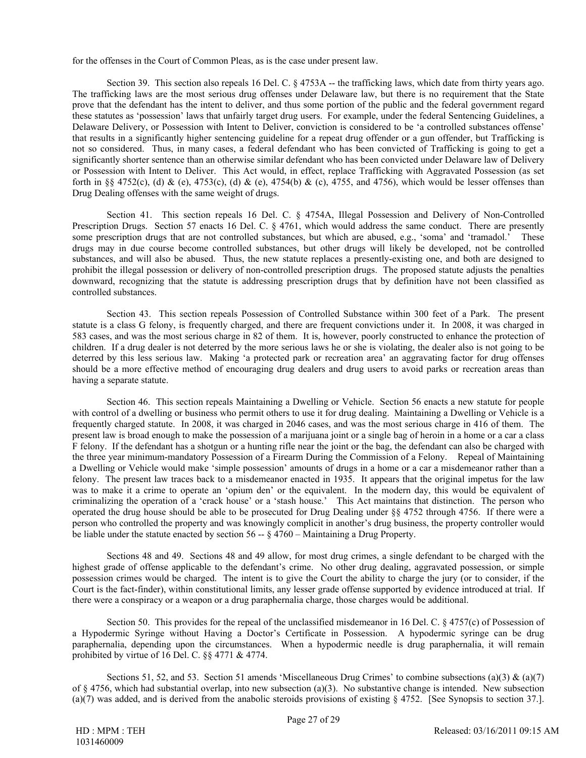for the offenses in the Court of Common Pleas, as is the case under present law.

Section 39. This section also repeals 16 Del. C. § 4753A -- the trafficking laws, which date from thirty years ago. The trafficking laws are the most serious drug offenses under Delaware law, but there is no requirement that the State prove that the defendant has the intent to deliver, and thus some portion of the public and the federal government regard these statutes as 'possession' laws that unfairly target drug users. For example, under the federal Sentencing Guidelines, a Delaware Delivery, or Possession with Intent to Deliver, conviction is considered to be 'a controlled substances offense' that results in a significantly higher sentencing guideline for a repeat drug offender or a gun offender, but Trafficking is not so considered. Thus, in many cases, a federal defendant who has been convicted of Trafficking is going to get a significantly shorter sentence than an otherwise similar defendant who has been convicted under Delaware law of Delivery or Possession with Intent to Deliver. This Act would, in effect, replace Trafficking with Aggravated Possession (as set forth in §§ 4752(c), (d) & (e), 4753(c), (d) & (e), 4754(b) & (c), 4755, and 4756), which would be lesser offenses than Drug Dealing offenses with the same weight of drugs.

Section 41. This section repeals 16 Del. C. § 4754A, Illegal Possession and Delivery of Non-Controlled Prescription Drugs. Section 57 enacts 16 Del. C. § 4761, which would address the same conduct. There are presently some prescription drugs that are not controlled substances, but which are abused, e.g., 'soma' and 'tramadol.' These drugs may in due course become controlled substances, but other drugs will likely be developed, not be controlled substances, and will also be abused. Thus, the new statute replaces a presently-existing one, and both are designed to prohibit the illegal possession or delivery of non-controlled prescription drugs. The proposed statute adjusts the penalties downward, recognizing that the statute is addressing prescription drugs that by definition have not been classified as controlled substances.

Section 43. This section repeals Possession of Controlled Substance within 300 feet of a Park. The present statute is a class G felony, is frequently charged, and there are frequent convictions under it. In 2008, it was charged in 583 cases, and was the most serious charge in 82 of them. It is, however, poorly constructed to enhance the protection of children. If a drug dealer is not deterred by the more serious laws he or she is violating, the dealer also is not going to be deterred by this less serious law. Making 'a protected park or recreation area' an aggravating factor for drug offenses should be a more effective method of encouraging drug dealers and drug users to avoid parks or recreation areas than having a separate statute.

Section 46. This section repeals Maintaining a Dwelling or Vehicle. Section 56 enacts a new statute for people with control of a dwelling or business who permit others to use it for drug dealing. Maintaining a Dwelling or Vehicle is a frequently charged statute. In 2008, it was charged in 2046 cases, and was the most serious charge in 416 of them. The present law is broad enough to make the possession of a marijuana joint or a single bag of heroin in a home or a car a class F felony. If the defendant has a shotgun or a hunting rifle near the joint or the bag, the defendant can also be charged with the three year minimum-mandatory Possession of a Firearm During the Commission of a Felony. Repeal of Maintaining a Dwelling or Vehicle would make 'simple possession' amounts of drugs in a home or a car a misdemeanor rather than a felony. The present law traces back to a misdemeanor enacted in 1935. It appears that the original impetus for the law was to make it a crime to operate an 'opium den' or the equivalent. In the modern day, this would be equivalent of criminalizing the operation of a 'crack house' or a 'stash house.' This Act maintains that distinction. The person who operated the drug house should be able to be prosecuted for Drug Dealing under §§ 4752 through 4756. If there were a person who controlled the property and was knowingly complicit in another's drug business, the property controller would be liable under the statute enacted by section 56 -- § 4760 – Maintaining a Drug Property.

Sections 48 and 49. Sections 48 and 49 allow, for most drug crimes, a single defendant to be charged with the highest grade of offense applicable to the defendant's crime. No other drug dealing, aggravated possession, or simple possession crimes would be charged. The intent is to give the Court the ability to charge the jury (or to consider, if the Court is the fact-finder), within constitutional limits, any lesser grade offense supported by evidence introduced at trial. If there were a conspiracy or a weapon or a drug paraphernalia charge, those charges would be additional.

Section 50. This provides for the repeal of the unclassified misdemeanor in 16 Del. C. § 4757(c) of Possession of a Hypodermic Syringe without Having a Doctor's Certificate in Possession. A hypodermic syringe can be drug paraphernalia, depending upon the circumstances. When a hypodermic needle is drug paraphernalia, it will remain prohibited by virtue of 16 Del. C. §§ 4771 & 4774.

Sections 51, 52, and 53. Section 51 amends 'Miscellaneous Drug Crimes' to combine subsections (a)(3) & (a)(7) of § 4756, which had substantial overlap, into new subsection (a)(3). No substantive change is intended. New subsection (a)(7) was added, and is derived from the anabolic steroids provisions of existing § 4752. [See Synopsis to section 37.].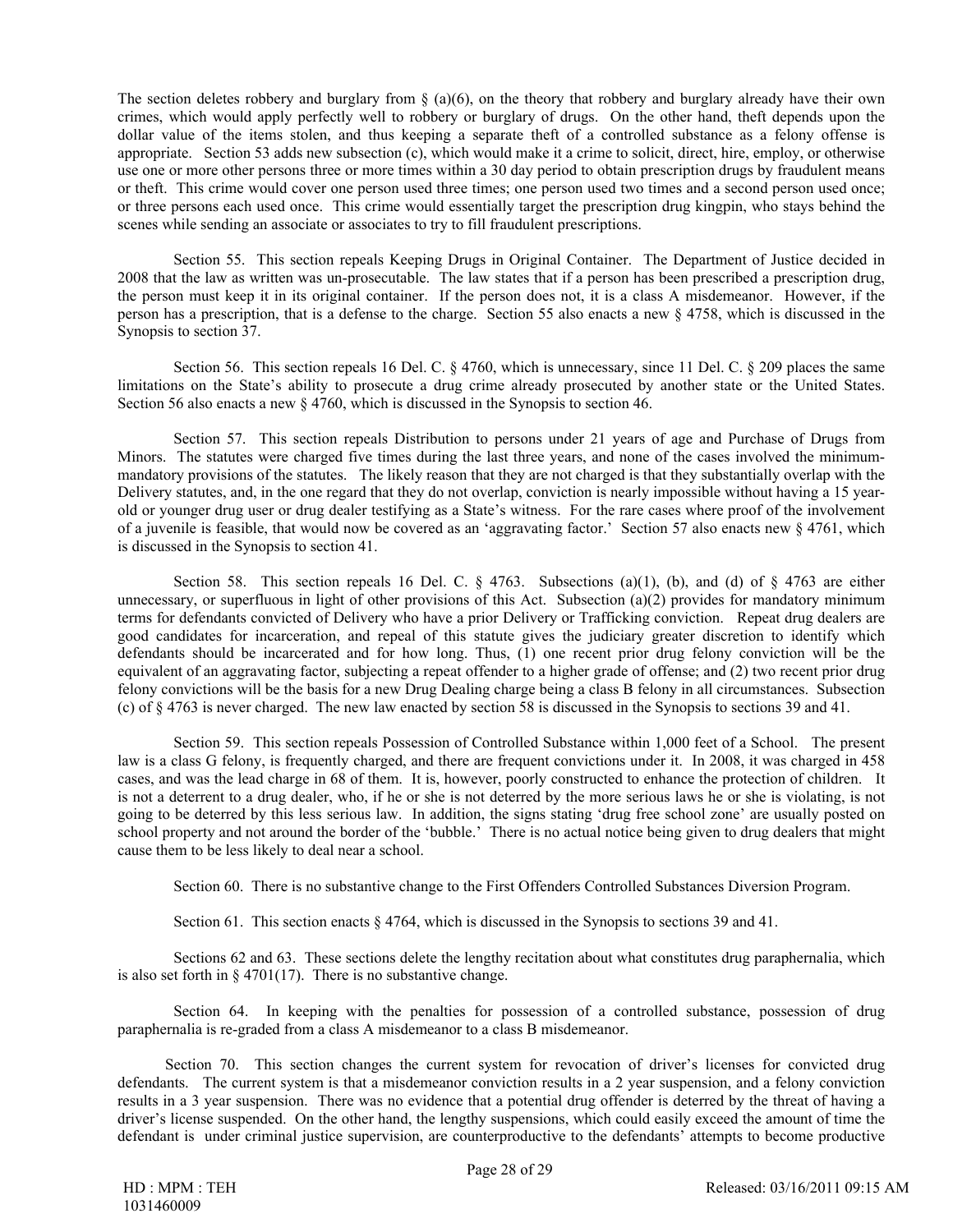The section deletes robbery and burglary from § (a)(6), on the theory that robbery and burglary already have their own crimes, which would apply perfectly well to robbery or burglary of drugs. On the other hand, theft depends upon the dollar value of the items stolen, and thus keeping a separate theft of a controlled substance as a felony offense is appropriate. Section 53 adds new subsection (c), which would make it a crime to solicit, direct, hire, employ, or otherwise use one or more other persons three or more times within a 30 day period to obtain prescription drugs by fraudulent means or theft. This crime would cover one person used three times; one person used two times and a second person used once; or three persons each used once. This crime would essentially target the prescription drug kingpin, who stays behind the scenes while sending an associate or associates to try to fill fraudulent prescriptions.

Section 55. This section repeals Keeping Drugs in Original Container. The Department of Justice decided in 2008 that the law as written was un-prosecutable. The law states that if a person has been prescribed a prescription drug, the person must keep it in its original container. If the person does not, it is a class A misdemeanor. However, if the person has a prescription, that is a defense to the charge. Section 55 also enacts a new § 4758, which is discussed in the Synopsis to section 37.

Section 56. This section repeals 16 Del. C. § 4760, which is unnecessary, since 11 Del. C. § 209 places the same limitations on the State's ability to prosecute a drug crime already prosecuted by another state or the United States. Section 56 also enacts a new § 4760, which is discussed in the Synopsis to section 46.

Section 57. This section repeals Distribution to persons under 21 years of age and Purchase of Drugs from Minors. The statutes were charged five times during the last three years, and none of the cases involved the minimum-mandatory provisions of the statutes. The likely reason that they are not charged is that they substantially overlap with the Delivery statutes, and, in the one regard that they do not overlap, conviction is nearly impossible without having a 15 year-old or younger drug user or drug dealer testifying as a State's witness. For the rare cases where proof of the involvement of a juvenile is feasible, that would now be covered as an 'aggravating factor.' Section 57 also enacts new § 4761, which is discussed in the Synopsis to section 41.

Section 58. This section repeals 16 Del. C. § 4763. Subsections (a)(1), (b), and (d) of § 4763 are either unnecessary, or superfluous in light of other provisions of this Act. Subsection (a)(2) provides for mandatory minimum terms for defendants convicted of Delivery who have a prior Delivery or Trafficking conviction. Repeat drug dealers are good candidates for incarceration, and repeal of this statute gives the judiciary greater discretion to identify which defendants should be incarcerated and for how long. Thus, (1) one recent prior drug felony conviction will be the equivalent of an aggravating factor, subjecting a repeat offender to a higher grade of offense; and (2) two recent prior drug felony convictions will be the basis for a new Drug Dealing charge being a class B felony in all circumstances. Subsection (c) of § 4763 is never charged. The new law enacted by section 58 is discussed in the Synopsis to sections 39 and 41.

Section 59. This section repeals Possession of Controlled Substance within 1,000 feet of a School. The present law is a class G felony, is frequently charged, and there are frequent convictions under it. In 2008, it was charged in 458 cases, and was the lead charge in 68 of them. It is, however, poorly constructed to enhance the protection of children. It is not a deterrent to a drug dealer, who, if he or she is not deterred by the more serious laws he or she is violating, is not going to be deterred by this less serious law. In addition, the signs stating 'drug free school zone' are usually posted on school property and not around the border of the 'bubble.' There is no actual notice being given to drug dealers that might cause them to be less likely to deal near a school.

Section 60. There is no substantive change to the First Offenders Controlled Substances Diversion Program.

Section 61. This section enacts § 4764, which is discussed in the Synopsis to sections 39 and 41.

Sections 62 and 63. These sections delete the lengthy recitation about what constitutes drug paraphernalia, which is also set forth in § 4701(17). There is no substantive change.

Section 64. In keeping with the penalties for possession of a controlled substance, possession of drug paraphernalia is re-graded from a class A misdemeanor to a class B misdemeanor.

Section 70. This section changes the current system for revocation of driver's licenses for convicted drug defendants. The current system is that a misdemeanor conviction results in a 2 year suspension, and a felony conviction results in a 3 year suspension. There was no evidence that a potential drug offender is deterred by the threat of having a driver's license suspended. On the other hand, the lengthy suspensions, which could easily exceed the amount of time the defendant is under criminal justice supervision, are counterproductive to the defendants' attempts to become productive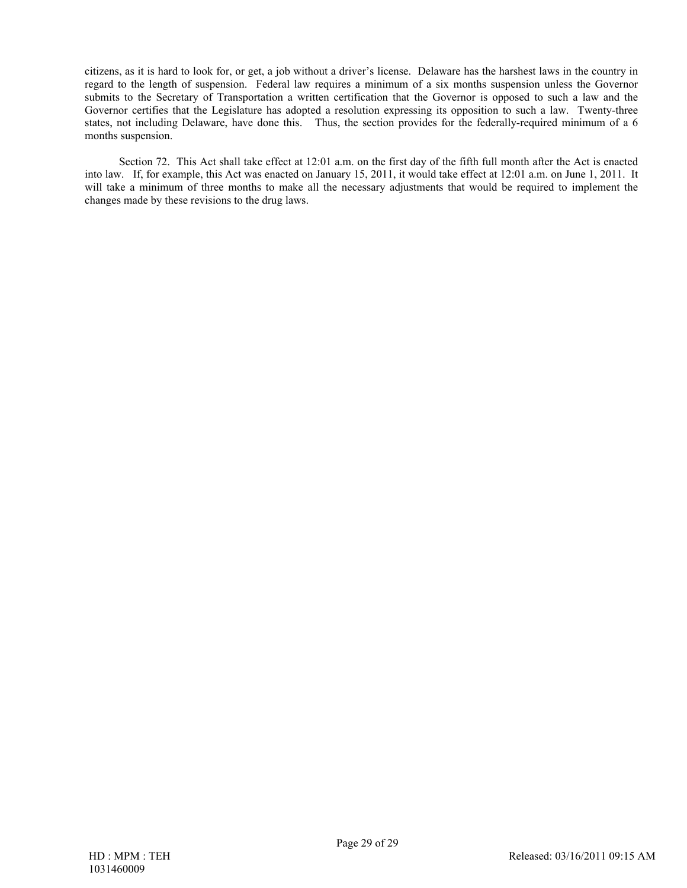citizens, as it is hard to look for, or get, a job without a driver's license. Delaware has the harshest laws in the country in regard to the length of suspension. Federal law requires a minimum of a six months suspension unless the Governor submits to the Secretary of Transportation a written certification that the Governor is opposed to such a law and the Governor certifies that the Legislature has adopted a resolution expressing its opposition to such a law. Twenty-three states, not including Delaware, have done this. Thus, the section provides for the federally-required minimum of a 6 months suspension.

Section 72. This Act shall take effect at 12:01 a.m. on the first day of the fifth full month after the Act is enacted into law. If, for example, this Act was enacted on January 15, 2011, it would take effect at 12:01 a.m. on June 1, 2011. It will take a minimum of three months to make all the necessary adjustments that would be required to implement the changes made by these revisions to the drug laws.

HD : MPM : TEH
1031460009

Released: 03/16/2011 09:15 AM